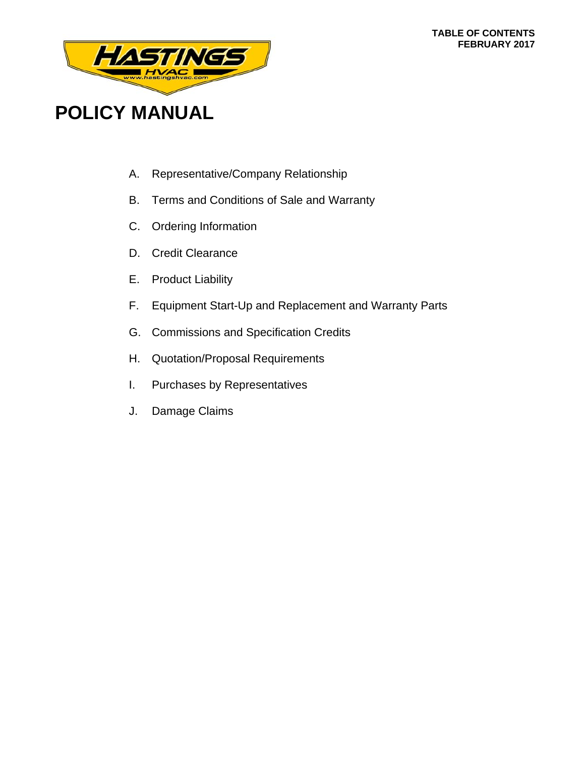TABLE OF CONTENTS
FEBRUARY 2017

# POLICY MANUAL

A. Representative/Company Relationship

B. Terms and Conditions of Sale and Warranty

C. Ordering Information

D. Credit Clearance

E. Product Liability

F. Equipment Start-Up and Replacement and Warranty Parts

G. Commissions and Specification Credits

H. Quotation/Proposal Requirements

I. Purchases by Representatives

J. Damage Claims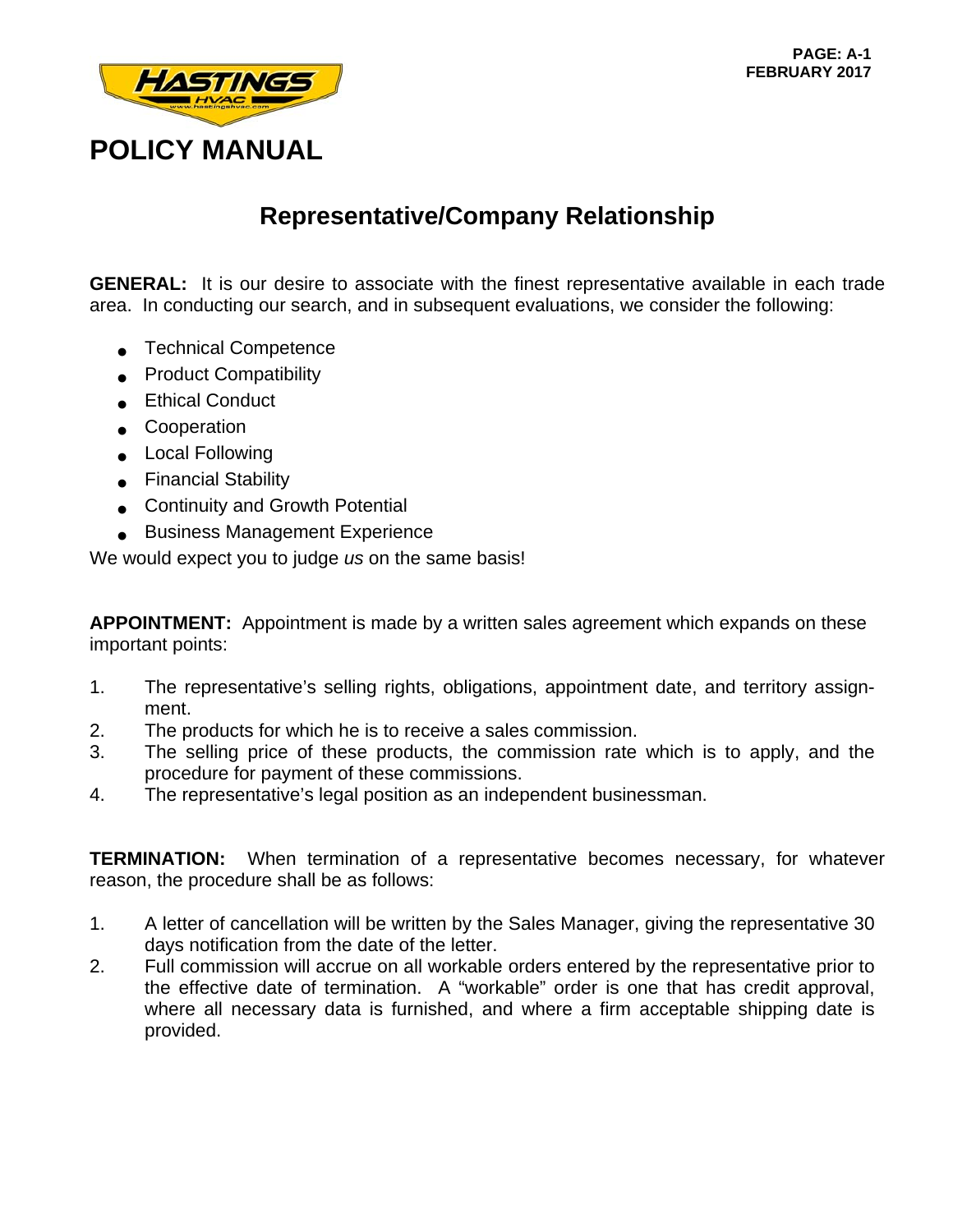# POLICY MANUAL

## Representative/Company Relationship

**GENERAL:** It is our desire to associate with the finest representative available in each trade area. In conducting our search, and in subsequent evaluations, we consider the following:

- Technical Competence
- Product Compatibility
- Ethical Conduct
- Cooperation
- Local Following
- Financial Stability
- Continuity and Growth Potential
- Business Management Experience

We would expect you to judge *us* on the same basis!

**APPOINTMENT:** Appointment is made by a written sales agreement which expands on these important points:

1. The representative's selling rights, obligations, appointment date, and territory assignment.
2. The products for which he is to receive a sales commission.
3. The selling price of these products, the commission rate which is to apply, and the procedure for payment of these commissions.
4. The representative's legal position as an independent businessman.

**TERMINATION:** When termination of a representative becomes necessary, for whatever reason, the procedure shall be as follows:

1. A letter of cancellation will be written by the Sales Manager, giving the representative 30 days notification from the date of the letter.
2. Full commission will accrue on all workable orders entered by the representative prior to the effective date of termination. A "workable" order is one that has credit approval, where all necessary data is furnished, and where a firm acceptable shipping date is provided.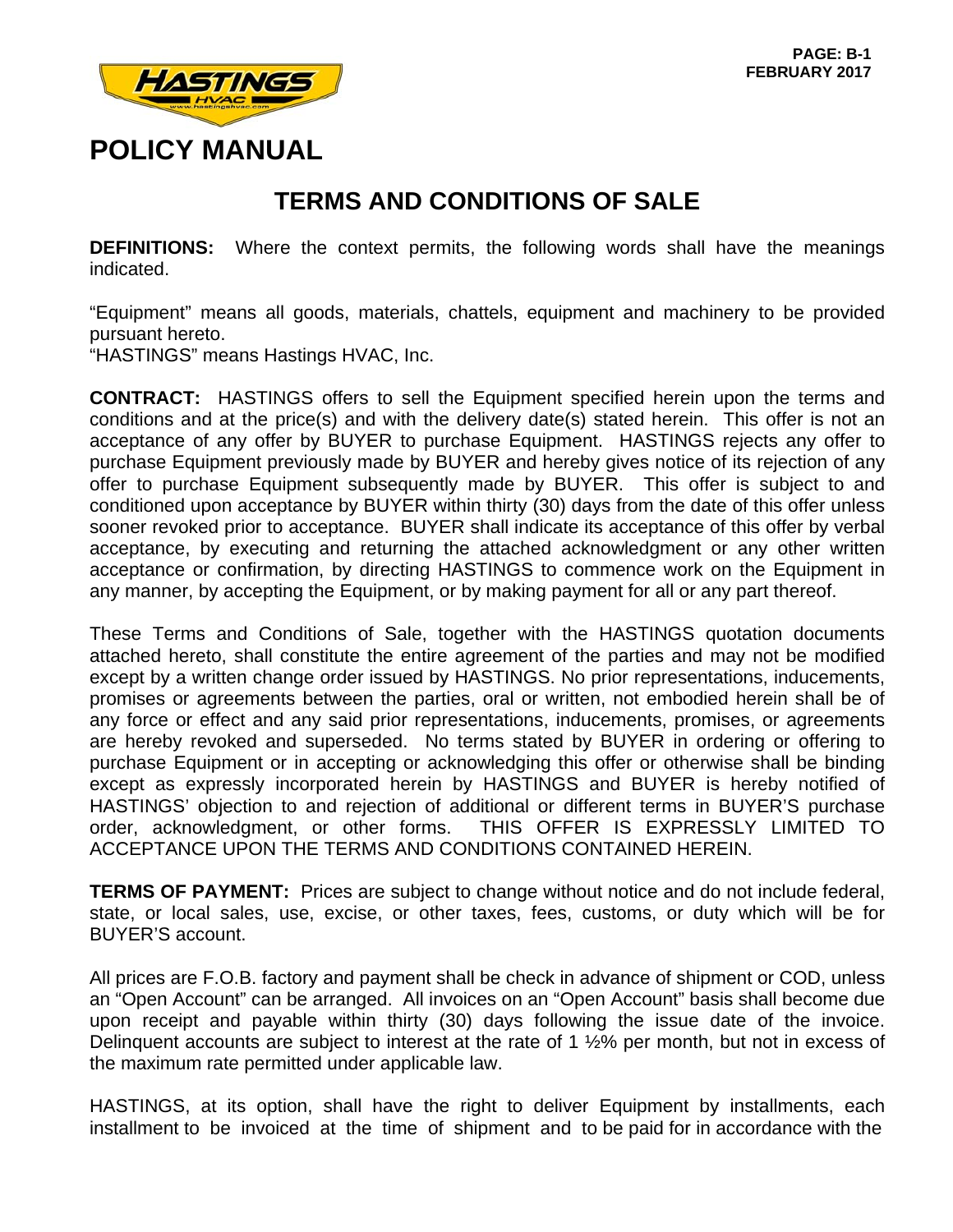# POLICY MANUAL

## TERMS AND CONDITIONS OF SALE

**DEFINITIONS:** Where the context permits, the following words shall have the meanings indicated.

“Equipment” means all goods, materials, chattels, equipment and machinery to be provided pursuant hereto.
“HASTINGS” means Hastings HVAC, Inc.

**CONTRACT:** HASTINGS offers to sell the Equipment specified herein upon the terms and conditions and at the price(s) and with the delivery date(s) stated herein. This offer is not an acceptance of any offer by BUYER to purchase Equipment. HASTINGS rejects any offer to purchase Equipment previously made by BUYER and hereby gives notice of its rejection of any offer to purchase Equipment subsequently made by BUYER. This offer is subject to and conditioned upon acceptance by BUYER within thirty (30) days from the date of this offer unless sooner revoked prior to acceptance. BUYER shall indicate its acceptance of this offer by verbal acceptance, by executing and returning the attached acknowledgment or any other written acceptance or confirmation, by directing HASTINGS to commence work on the Equipment in any manner, by accepting the Equipment, or by making payment for all or any part thereof.

These Terms and Conditions of Sale, together with the HASTINGS quotation documents attached hereto, shall constitute the entire agreement of the parties and may not be modified except by a written change order issued by HASTINGS. No prior representations, inducements, promises or agreements between the parties, oral or written, not embodied herein shall be of any force or effect and any said prior representations, inducements, promises, or agreements are hereby revoked and superseded. No terms stated by BUYER in ordering or offering to purchase Equipment or in accepting or acknowledging this offer or otherwise shall be binding except as expressly incorporated herein by HASTINGS and BUYER is hereby notified of HASTINGS’ objection to and rejection of additional or different terms in BUYER’S purchase order, acknowledgment, or other forms. THIS OFFER IS EXPRESSLY LIMITED TO ACCEPTANCE UPON THE TERMS AND CONDITIONS CONTAINED HEREIN.

**TERMS OF PAYMENT:** Prices are subject to change without notice and do not include federal, state, or local sales, use, excise, or other taxes, fees, customs, or duty which will be for BUYER’S account.

All prices are F.O.B. factory and payment shall be check in advance of shipment or COD, unless an “Open Account” can be arranged. All invoices on an “Open Account” basis shall become due upon receipt and payable within thirty (30) days following the issue date of the invoice. Delinquent accounts are subject to interest at the rate of 1 ½% per month, but not in excess of the maximum rate permitted under applicable law.

HASTINGS, at its option, shall have the right to deliver Equipment by installments, each installment to be invoiced at the time of shipment and to be paid for in accordance with the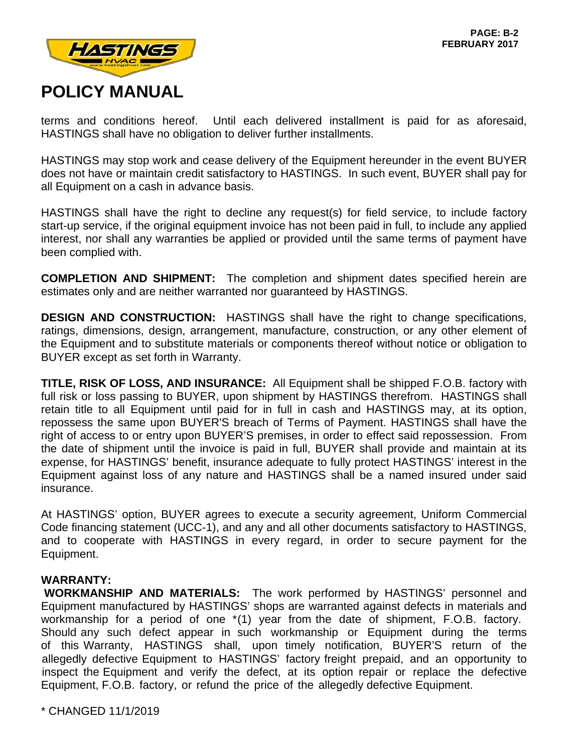terms and conditions hereof. Until each delivered installment is paid for as aforesaid, HASTINGS shall have no obligation to deliver further installments.

HASTINGS may stop work and cease delivery of the Equipment hereunder in the event BUYER does not have or maintain credit satisfactory to HASTINGS. In such event, BUYER shall pay for all Equipment on a cash in advance basis.

HASTINGS shall have the right to decline any request(s) for field service, to include factory start-up service, if the original equipment invoice has not been paid in full, to include any applied interest, nor shall any warranties be applied or provided until the same terms of payment have been complied with.

**COMPLETION AND SHIPMENT:** The completion and shipment dates specified herein are estimates only and are neither warranted nor guaranteed by HASTINGS.

**DESIGN AND CONSTRUCTION:** HASTINGS shall have the right to change specifications, ratings, dimensions, design, arrangement, manufacture, construction, or any other element of the Equipment and to substitute materials or components thereof without notice or obligation to BUYER except as set forth in Warranty.

**TITLE, RISK OF LOSS, AND INSURANCE:** All Equipment shall be shipped F.O.B. factory with full risk or loss passing to BUYER, upon shipment by HASTINGS therefrom. HASTINGS shall retain title to all Equipment until paid for in full in cash and HASTINGS may, at its option, repossess the same upon BUYER'S breach of Terms of Payment. HASTINGS shall have the right of access to or entry upon BUYER'S premises, in order to effect said repossession. From the date of shipment until the invoice is paid in full, BUYER shall provide and maintain at its expense, for HASTINGS' benefit, insurance adequate to fully protect HASTINGS' interest in the Equipment against loss of any nature and HASTINGS shall be a named insured under said insurance.

At HASTINGS' option, BUYER agrees to execute a security agreement, Uniform Commercial Code financing statement (UCC-1), and any and all other documents satisfactory to HASTINGS, and to cooperate with HASTINGS in every regard, in order to secure payment for the Equipment.

**WARRANTY:**

**WORKMANSHIP AND MATERIALS:** The work performed by HASTINGS' personnel and Equipment manufactured by HASTINGS' shops are warranted against defects in materials and workmanship for a period of one *(1) year from the date of shipment, F.O.B. factory. Should any such defect appear in such workmanship or Equipment during the terms of this Warranty, HASTINGS shall, upon timely notification, BUYER'S return of the allegedly defective Equipment to HASTINGS' factory freight prepaid, and an opportunity to inspect the Equipment and verify the defect, at its option repair or replace the defective Equipment, F.O.B. factory, or refund the price of the allegedly defective Equipment.

* CHANGED 11/1/2019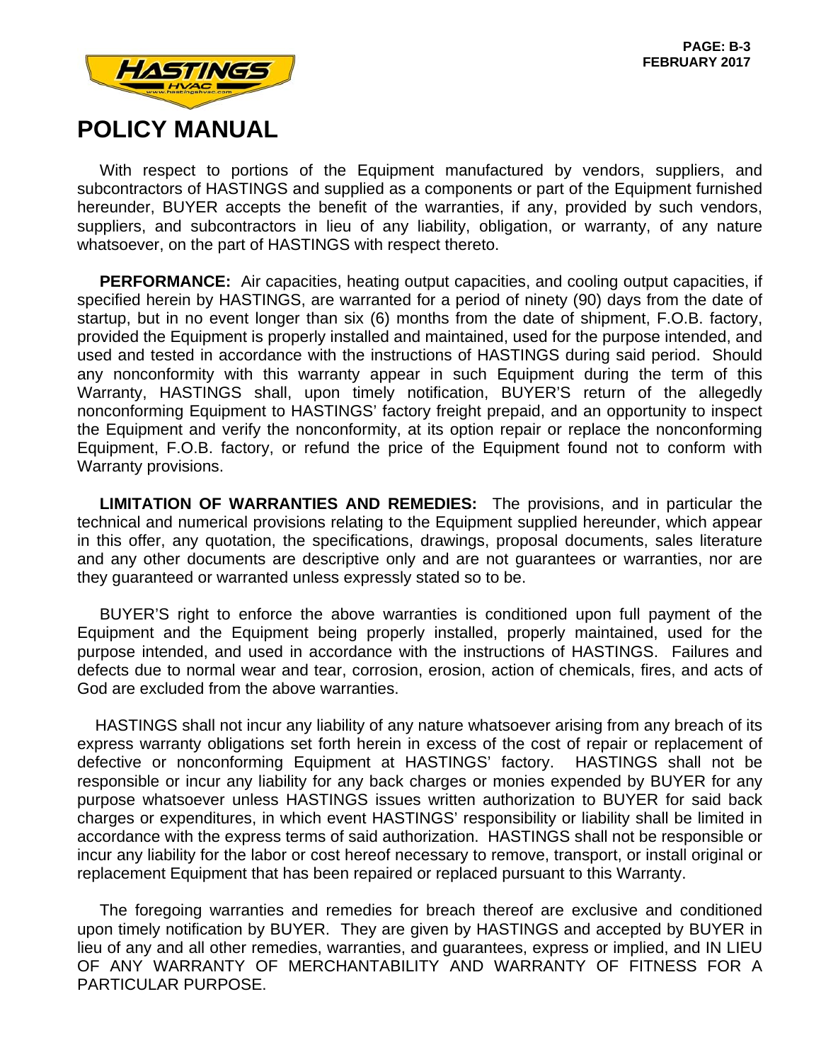# POLICY MANUAL

With respect to portions of the Equipment manufactured by vendors, suppliers, and subcontractors of HASTINGS and supplied as a components or part of the Equipment furnished hereunder, BUYER accepts the benefit of the warranties, if any, provided by such vendors, suppliers, and subcontractors in lieu of any liability, obligation, or warranty, of any nature whatsoever, on the part of HASTINGS with respect thereto.

**PERFORMANCE:** Air capacities, heating output capacities, and cooling output capacities, if specified herein by HASTINGS, are warranted for a period of ninety (90) days from the date of startup, but in no event longer than six (6) months from the date of shipment, F.O.B. factory, provided the Equipment is properly installed and maintained, used for the purpose intended, and used and tested in accordance with the instructions of HASTINGS during said period. Should any nonconformity with this warranty appear in such Equipment during the term of this Warranty, HASTINGS shall, upon timely notification, BUYER'S return of the allegedly nonconforming Equipment to HASTINGS' factory freight prepaid, and an opportunity to inspect the Equipment and verify the nonconformity, at its option repair or replace the nonconforming Equipment, F.O.B. factory, or refund the price of the Equipment found not to conform with Warranty provisions.

**LIMITATION OF WARRANTIES AND REMEDIES:** The provisions, and in particular the technical and numerical provisions relating to the Equipment supplied hereunder, which appear in this offer, any quotation, the specifications, drawings, proposal documents, sales literature and any other documents are descriptive only and are not guarantees or warranties, nor are they guaranteed or warranted unless expressly stated so to be.

BUYER'S right to enforce the above warranties is conditioned upon full payment of the Equipment and the Equipment being properly installed, properly maintained, used for the purpose intended, and used in accordance with the instructions of HASTINGS. Failures and defects due to normal wear and tear, corrosion, erosion, action of chemicals, fires, and acts of God are excluded from the above warranties.

HASTINGS shall not incur any liability of any nature whatsoever arising from any breach of its express warranty obligations set forth herein in excess of the cost of repair or replacement of defective or nonconforming Equipment at HASTINGS' factory. HASTINGS shall not be responsible or incur any liability for any back charges or monies expended by BUYER for any purpose whatsoever unless HASTINGS issues written authorization to BUYER for said back charges or expenditures, in which event HASTINGS' responsibility or liability shall be limited in accordance with the express terms of said authorization. HASTINGS shall not be responsible or incur any liability for the labor or cost hereof necessary to remove, transport, or install original or replacement Equipment that has been repaired or replaced pursuant to this Warranty.

The foregoing warranties and remedies for breach thereof are exclusive and conditioned upon timely notification by BUYER. They are given by HASTINGS and accepted by BUYER in lieu of any and all other remedies, warranties, and guarantees, express or implied, and IN LIEU OF ANY WARRANTY OF MERCHANTABILITY AND WARRANTY OF FITNESS FOR A PARTICULAR PURPOSE.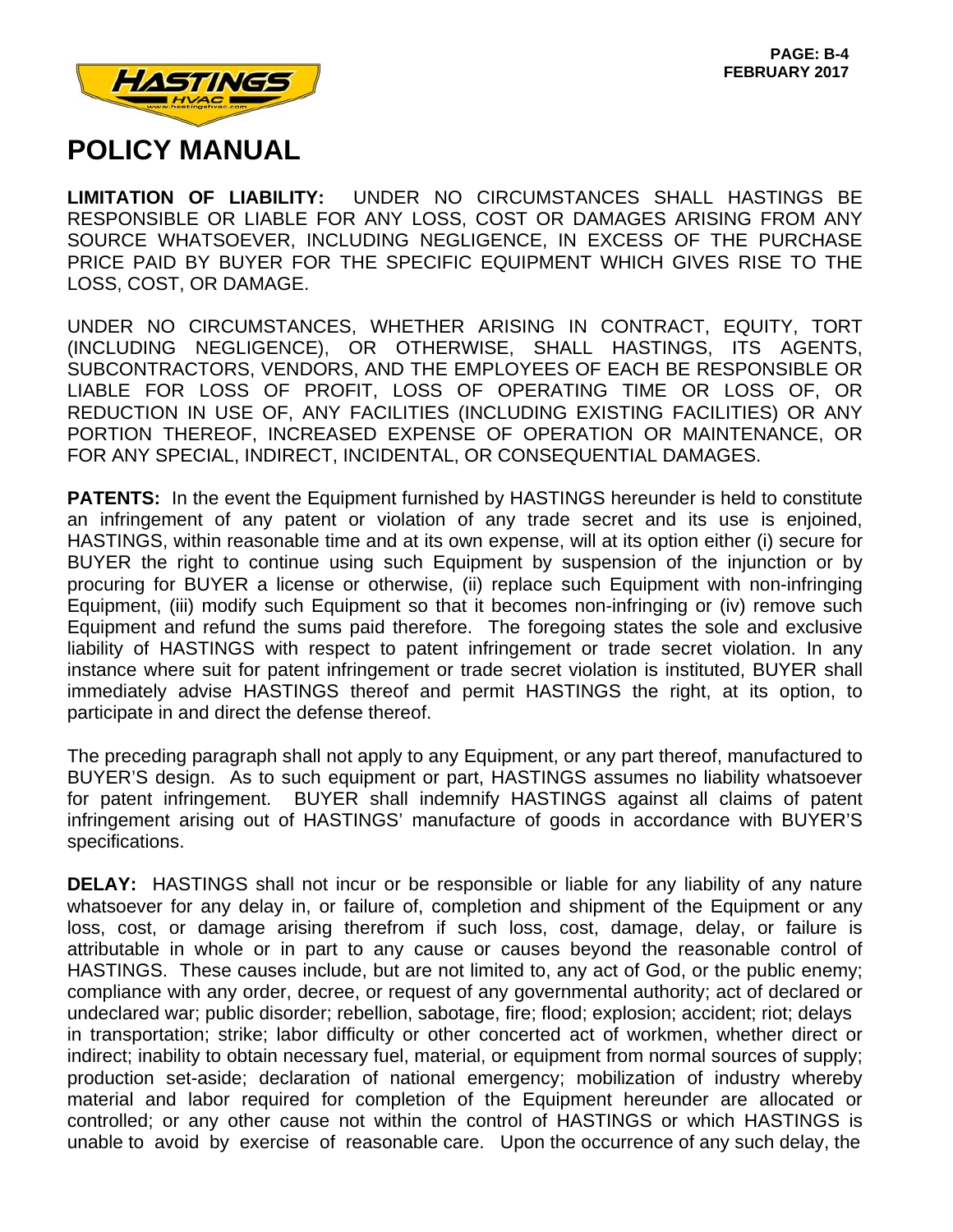# POLICY MANUAL

**LIMITATION OF LIABILITY:** UNDER NO CIRCUMSTANCES SHALL HASTINGS BE RESPONSIBLE OR LIABLE FOR ANY LOSS, COST OR DAMAGES ARISING FROM ANY SOURCE WHATSOEVER, INCLUDING NEGLIGENCE, IN EXCESS OF THE PURCHASE PRICE PAID BY BUYER FOR THE SPECIFIC EQUIPMENT WHICH GIVES RISE TO THE LOSS, COST, OR DAMAGE.

UNDER NO CIRCUMSTANCES, WHETHER ARISING IN CONTRACT, EQUITY, TORT (INCLUDING NEGLIGENCE), OR OTHERWISE, SHALL HASTINGS, ITS AGENTS, SUBCONTRACTORS, VENDORS, AND THE EMPLOYEES OF EACH BE RESPONSIBLE OR LIABLE FOR LOSS OF PROFIT, LOSS OF OPERATING TIME OR LOSS OF, OR REDUCTION IN USE OF, ANY FACILITIES (INCLUDING EXISTING FACILITIES) OR ANY PORTION THEREOF, INCREASED EXPENSE OF OPERATION OR MAINTENANCE, OR FOR ANY SPECIAL, INDIRECT, INCIDENTAL, OR CONSEQUENTIAL DAMAGES.

**PATENTS:** In the event the Equipment furnished by HASTINGS hereunder is held to constitute an infringement of any patent or violation of any trade secret and its use is enjoined, HASTINGS, within reasonable time and at its own expense, will at its option either (i) secure for BUYER the right to continue using such Equipment by suspension of the injunction or by procuring for BUYER a license or otherwise, (ii) replace such Equipment with non-infringing Equipment, (iii) modify such Equipment so that it becomes non-infringing or (iv) remove such Equipment and refund the sums paid therefore. The foregoing states the sole and exclusive liability of HASTINGS with respect to patent infringement or trade secret violation. In any instance where suit for patent infringement or trade secret violation is instituted, BUYER shall immediately advise HASTINGS thereof and permit HASTINGS the right, at its option, to participate in and direct the defense thereof.

The preceding paragraph shall not apply to any Equipment, or any part thereof, manufactured to BUYER'S design. As to such equipment or part, HASTINGS assumes no liability whatsoever for patent infringement. BUYER shall indemnify HASTINGS against all claims of patent infringement arising out of HASTINGS' manufacture of goods in accordance with BUYER'S specifications.

**DELAY:** HASTINGS shall not incur or be responsible or liable for any liability of any nature whatsoever for any delay in, or failure of, completion and shipment of the Equipment or any loss, cost, or damage arising therefrom if such loss, cost, damage, delay, or failure is attributable in whole or in part to any cause or causes beyond the reasonable control of HASTINGS. These causes include, but are not limited to, any act of God, or the public enemy; compliance with any order, decree, or request of any governmental authority; act of declared or undeclared war; public disorder; rebellion, sabotage, fire; flood; explosion; accident; riot; delays in transportation; strike; labor difficulty or other concerted act of workmen, whether direct or indirect; inability to obtain necessary fuel, material, or equipment from normal sources of supply; production set-aside; declaration of national emergency; mobilization of industry whereby material and labor required for completion of the Equipment hereunder are allocated or controlled; or any other cause not within the control of HASTINGS or which HASTINGS is unable to avoid by exercise of reasonable care. Upon the occurrence of any such delay, the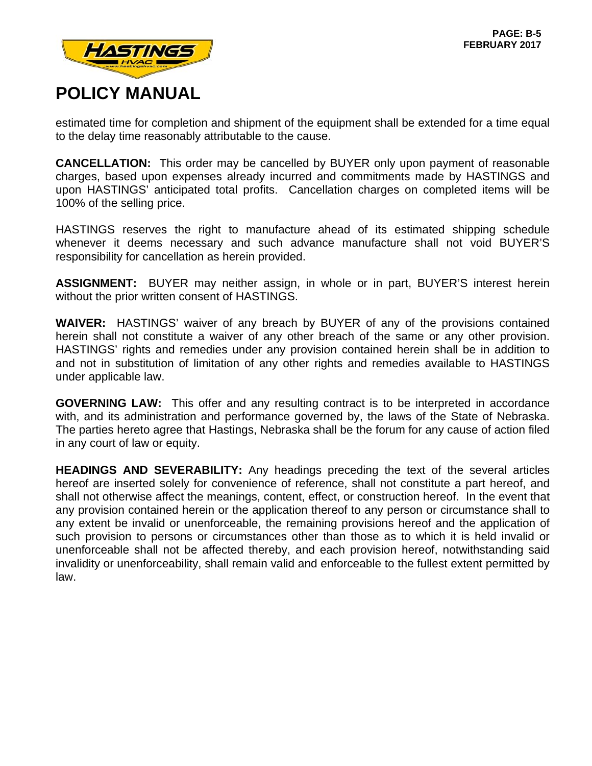# POLICY MANUAL

estimated time for completion and shipment of the equipment shall be extended for a time equal to the delay time reasonably attributable to the cause.

**CANCELLATION:** This order may be cancelled by BUYER only upon payment of reasonable charges, based upon expenses already incurred and commitments made by HASTINGS and upon HASTINGS' anticipated total profits. Cancellation charges on completed items will be 100% of the selling price.

HASTINGS reserves the right to manufacture ahead of its estimated shipping schedule whenever it deems necessary and such advance manufacture shall not void BUYER'S responsibility for cancellation as herein provided.

**ASSIGNMENT:** BUYER may neither assign, in whole or in part, BUYER'S interest herein without the prior written consent of HASTINGS.

**WAIVER:** HASTINGS' waiver of any breach by BUYER of any of the provisions contained herein shall not constitute a waiver of any other breach of the same or any other provision. HASTINGS' rights and remedies under any provision contained herein shall be in addition to and not in substitution of limitation of any other rights and remedies available to HASTINGS under applicable law.

**GOVERNING LAW:** This offer and any resulting contract is to be interpreted in accordance with, and its administration and performance governed by, the laws of the State of Nebraska. The parties hereto agree that Hastings, Nebraska shall be the forum for any cause of action filed in any court of law or equity.

**HEADINGS AND SEVERABILITY:** Any headings preceding the text of the several articles hereof are inserted solely for convenience of reference, shall not constitute a part hereof, and shall not otherwise affect the meanings, content, effect, or construction hereof. In the event that any provision contained herein or the application thereof to any person or circumstance shall to any extent be invalid or unenforceable, the remaining provisions hereof and the application of such provision to persons or circumstances other than those as to which it is held invalid or unenforceable shall not be affected thereby, and each provision hereof, notwithstanding said invalidity or unenforceability, shall remain valid and enforceable to the fullest extent permitted by law.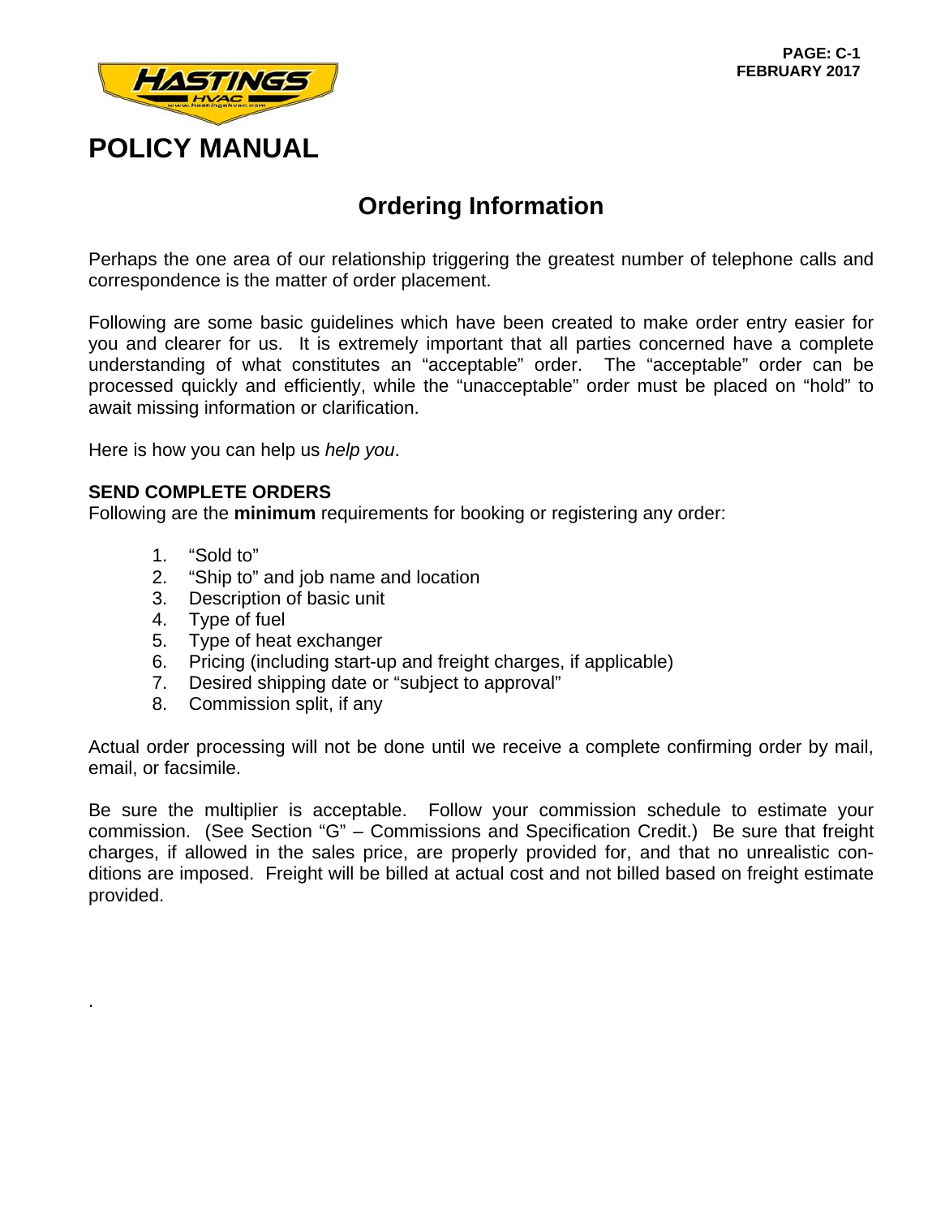# POLICY MANUAL

## Ordering Information

Perhaps the one area of our relationship triggering the greatest number of telephone calls and correspondence is the matter of order placement.

Following are some basic guidelines which have been created to make order entry easier for you and clearer for us. It is extremely important that all parties concerned have a complete understanding of what constitutes an "acceptable" order. The "acceptable" order can be processed quickly and efficiently, while the "unacceptable" order must be placed on "hold" to await missing information or clarification.

Here is how you can help us *help you*.

**SEND COMPLETE ORDERS**
Following are the **minimum** requirements for booking or registering any order:

1. "Sold to"
2. "Ship to" and job name and location
3. Description of basic unit
4. Type of fuel
5. Type of heat exchanger
6. Pricing (including start-up and freight charges, if applicable)
7. Desired shipping date or "subject to approval"
8. Commission split, if any

Actual order processing will not be done until we receive a complete confirming order by mail, email, or facsimile.

Be sure the multiplier is acceptable. Follow your commission schedule to estimate your commission. (See Section "G" – Commissions and Specification Credit.) Be sure that freight charges, if allowed in the sales price, are properly provided for, and that no unrealistic conditions are imposed. Freight will be billed at actual cost and not billed based on freight estimate provided.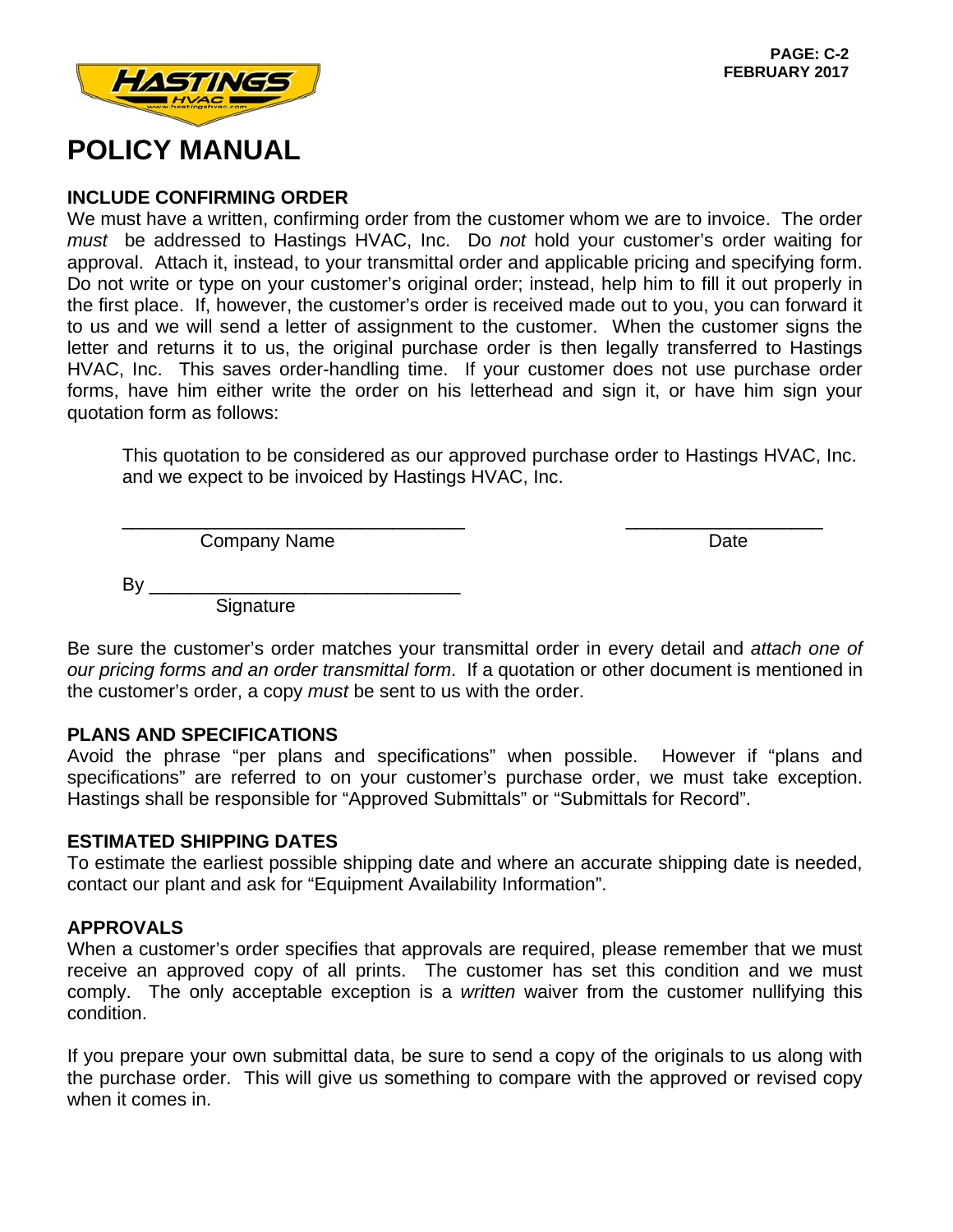# POLICY MANUAL

### INCLUDE CONFIRMING ORDER

We must have a written, confirming order from the customer whom we are to invoice. The order *must* be addressed to Hastings HVAC, Inc. Do *not* hold your customer's order waiting for approval. Attach it, instead, to your transmittal order and applicable pricing and specifying form. Do not write or type on your customer's original order; instead, help him to fill it out properly in the first place. If, however, the customer's order is received made out to you, you can forward it to us and we will send a letter of assignment to the customer. When the customer signs the letter and returns it to us, the original purchase order is then legally transferred to Hastings HVAC, Inc. This saves order-handling time. If your customer does not use purchase order forms, have him either write the order on his letterhead and sign it, or have him sign your quotation form as follows:

> This quotation to be considered as our approved purchase order to Hastings HVAC, Inc. and we expect to be invoiced by Hastings HVAC, Inc.
>
> _________________________________ &nbsp;&nbsp;&nbsp;&nbsp;&nbsp;&nbsp;&nbsp;&nbsp; ___________________
> Company Name &nbsp;&nbsp;&nbsp;&nbsp;&nbsp;&nbsp;&nbsp;&nbsp;&nbsp;&nbsp;&nbsp;&nbsp;&nbsp;&nbsp;&nbsp;&nbsp;&nbsp;&nbsp;&nbsp;&nbsp;&nbsp;&nbsp;&nbsp;&nbsp;&nbsp;&nbsp;&nbsp;&nbsp;&nbsp;&nbsp;&nbsp;&nbsp; Date
>
> By ______________________________
> Signature

Be sure the customer's order matches your transmittal order in every detail and *attach one of our pricing forms and an order transmittal form*. If a quotation or other document is mentioned in the customer's order, a copy *must* be sent to us with the order.

### PLANS AND SPECIFICATIONS

Avoid the phrase "per plans and specifications" when possible. However if "plans and specifications" are referred to on your customer's purchase order, we must take exception. Hastings shall be responsible for "Approved Submittals" or "Submittals for Record".

### ESTIMATED SHIPPING DATES

To estimate the earliest possible shipping date and where an accurate shipping date is needed, contact our plant and ask for "Equipment Availability Information".

### APPROVALS

When a customer's order specifies that approvals are required, please remember that we must receive an approved copy of all prints. The customer has set this condition and we must comply. The only acceptable exception is a *written* waiver from the customer nullifying this condition.

If you prepare your own submittal data, be sure to send a copy of the originals to us along with the purchase order. This will give us something to compare with the approved or revised copy when it comes in.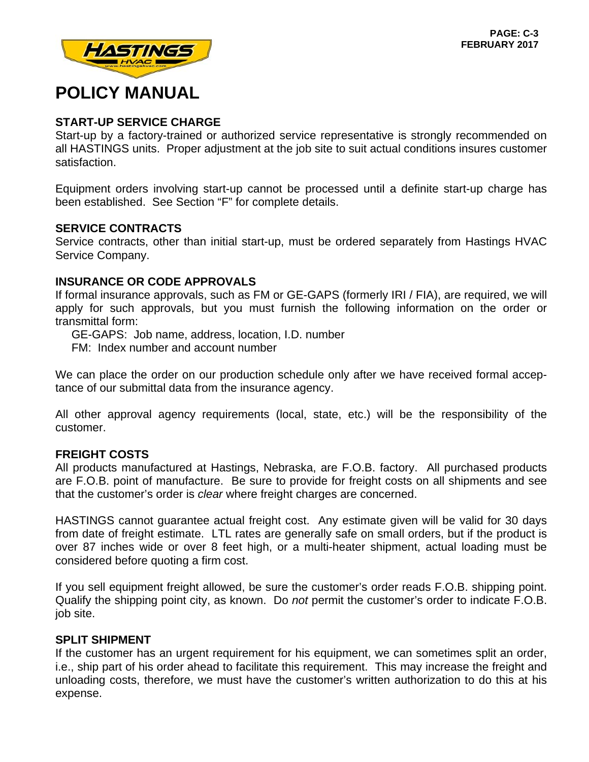# POLICY MANUAL

## START-UP SERVICE CHARGE

Start-up by a factory-trained or authorized service representative is strongly recommended on all HASTINGS units. Proper adjustment at the job site to suit actual conditions insures customer satisfaction.

Equipment orders involving start-up cannot be processed until a definite start-up charge has been established. See Section "F" for complete details.

## SERVICE CONTRACTS

Service contracts, other than initial start-up, must be ordered separately from Hastings HVAC Service Company.

## INSURANCE OR CODE APPROVALS

If formal insurance approvals, such as FM or GE-GAPS (formerly IRI / FIA), are required, we will apply for such approvals, but you must furnish the following information on the order or transmittal form:

GE-GAPS: Job name, address, location, I.D. number
FM: Index number and account number

We can place the order on our production schedule only after we have received formal acceptance of our submittal data from the insurance agency.

All other approval agency requirements (local, state, etc.) will be the responsibility of the customer.

## FREIGHT COSTS

All products manufactured at Hastings, Nebraska, are F.O.B. factory. All purchased products are F.O.B. point of manufacture. Be sure to provide for freight costs on all shipments and see that the customer's order is *clear* where freight charges are concerned.

HASTINGS cannot guarantee actual freight cost. Any estimate given will be valid for 30 days from date of freight estimate. LTL rates are generally safe on small orders, but if the product is over 87 inches wide or over 8 feet high, or a multi-heater shipment, actual loading must be considered before quoting a firm cost.

If you sell equipment freight allowed, be sure the customer's order reads F.O.B. shipping point. Qualify the shipping point city, as known. Do *not* permit the customer's order to indicate F.O.B. job site.

## SPLIT SHIPMENT

If the customer has an urgent requirement for his equipment, we can sometimes split an order, i.e., ship part of his order ahead to facilitate this requirement. This may increase the freight and unloading costs, therefore, we must have the customer's written authorization to do this at his expense.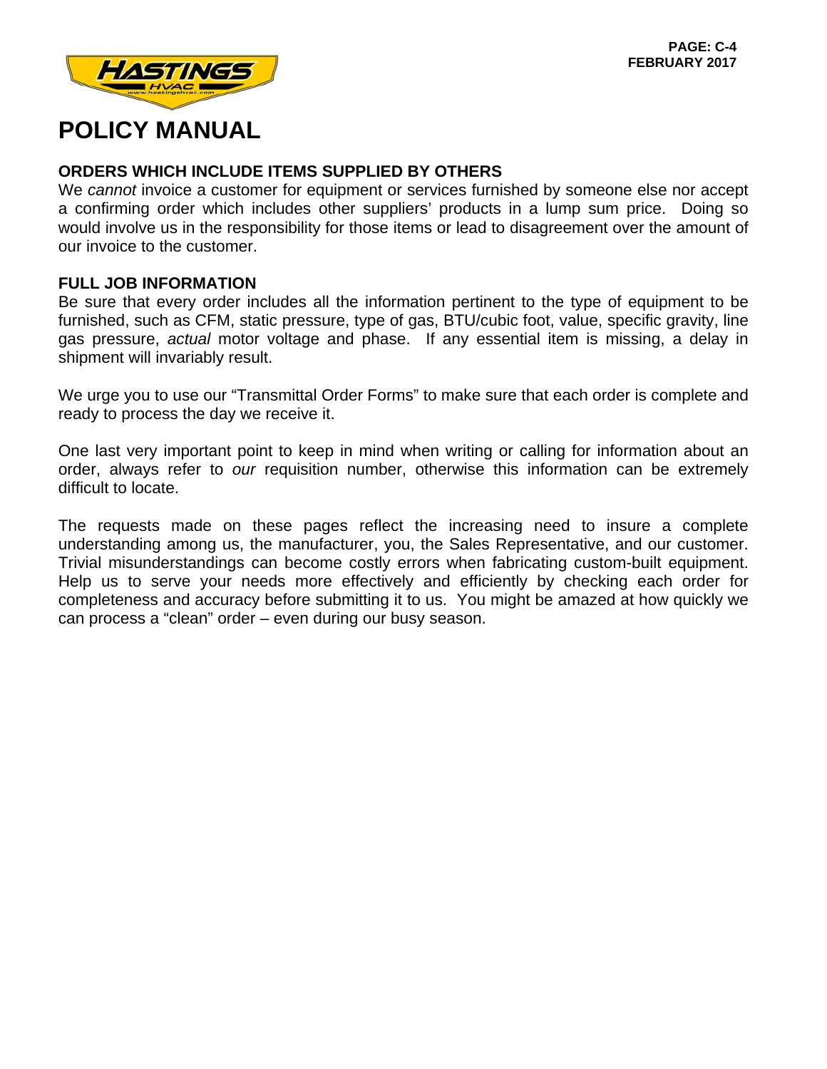# POLICY MANUAL

## ORDERS WHICH INCLUDE ITEMS SUPPLIED BY OTHERS

We *cannot* invoice a customer for equipment or services furnished by someone else nor accept a confirming order which includes other suppliers' products in a lump sum price. Doing so would involve us in the responsibility for those items or lead to disagreement over the amount of our invoice to the customer.

## FULL JOB INFORMATION

Be sure that every order includes all the information pertinent to the type of equipment to be furnished, such as CFM, static pressure, type of gas, BTU/cubic foot, value, specific gravity, line gas pressure, *actual* motor voltage and phase. If any essential item is missing, a delay in shipment will invariably result.

We urge you to use our "Transmittal Order Forms" to make sure that each order is complete and ready to process the day we receive it.

One last very important point to keep in mind when writing or calling for information about an order, always refer to *our* requisition number, otherwise this information can be extremely difficult to locate.

The requests made on these pages reflect the increasing need to insure a complete understanding among us, the manufacturer, you, the Sales Representative, and our customer. Trivial misunderstandings can become costly errors when fabricating custom-built equipment. Help us to serve your needs more effectively and efficiently by checking each order for completeness and accuracy before submitting it to us. You might be amazed at how quickly we can process a "clean" order – even during our busy season.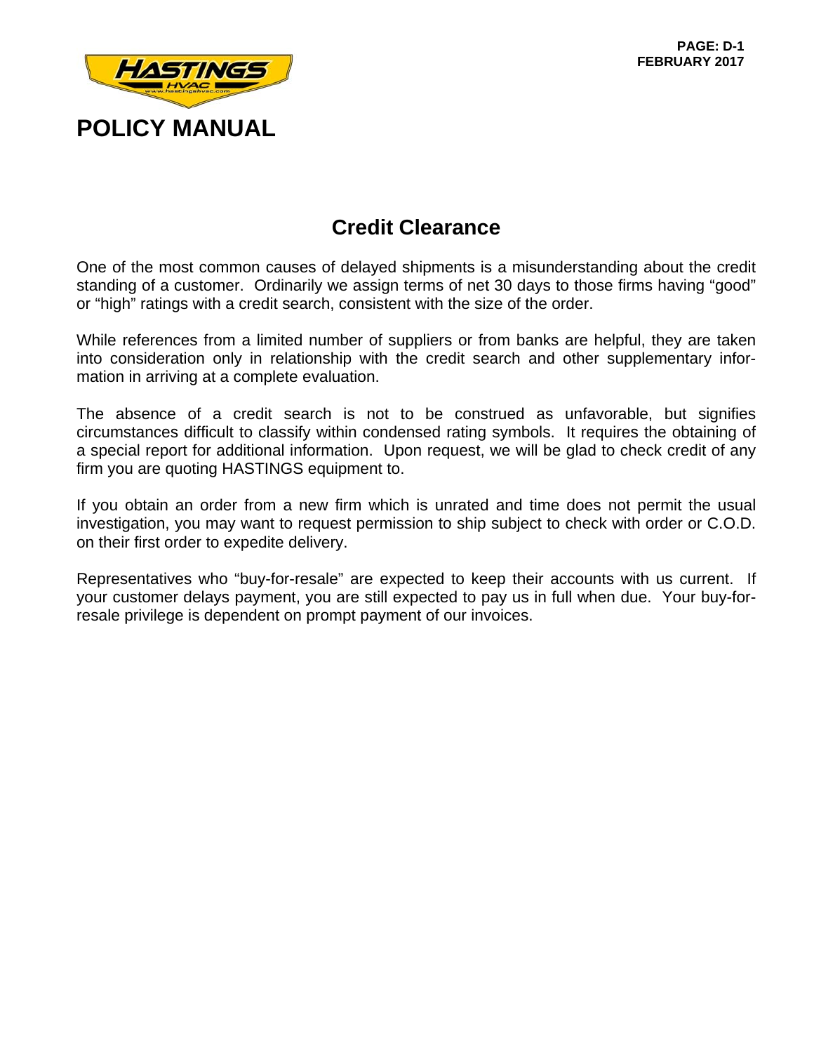# POLICY MANUAL

## Credit Clearance

One of the most common causes of delayed shipments is a misunderstanding about the credit standing of a customer. Ordinarily we assign terms of net 30 days to those firms having “good” or “high” ratings with a credit search, consistent with the size of the order.

While references from a limited number of suppliers or from banks are helpful, they are taken into consideration only in relationship with the credit search and other supplementary information in arriving at a complete evaluation.

The absence of a credit search is not to be construed as unfavorable, but signifies circumstances difficult to classify within condensed rating symbols. It requires the obtaining of a special report for additional information. Upon request, we will be glad to check credit of any firm you are quoting HASTINGS equipment to.

If you obtain an order from a new firm which is unrated and time does not permit the usual investigation, you may want to request permission to ship subject to check with order or C.O.D. on their first order to expedite delivery.

Representatives who “buy-for-resale” are expected to keep their accounts with us current. If your customer delays payment, you are still expected to pay us in full when due. Your buy-for-resale privilege is dependent on prompt payment of our invoices.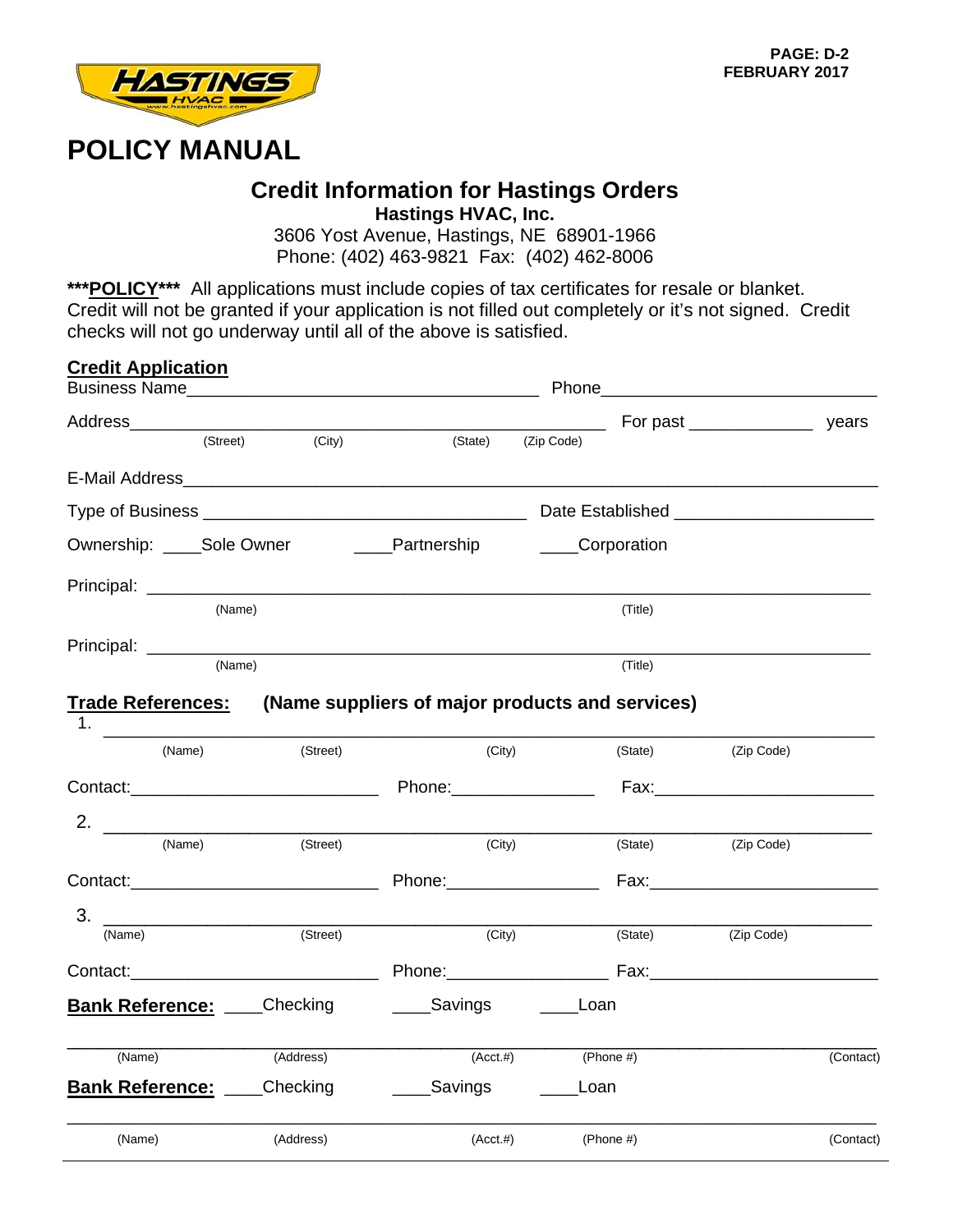# POLICY MANUAL

## Credit Information for Hastings Orders

**Hastings HVAC, Inc.**
3606 Yost Avenue, Hastings, NE 68901-1966
Phone: (402) 463-9821 Fax: (402) 462-8006

***__POLICY__*** All applications must include copies of tax certificates for resale or blanket. Credit will not be granted if your application is not filled out completely or it's not signed. Credit checks will not go underway until all of the above is satisfied.

**__Credit Application__**

Business Name_____________________________________ Phone____________________________

Address_________________________________________________ For past _____________ years
(Street) (City) (State) (Zip Code)

E-Mail Address__________________________________________________________________________

Type of Business _________________________________ Date Established ____________________

Ownership: ____Sole Owner ____Partnership ____Corporation

Principal: __________________________________________________________________________
(Name) (Title)

Principal: __________________________________________________________________________
(Name) (Title)

**__Trade References:__** **(Name suppliers of major products and services)**

1. __________________________________________________________________________________
(Name) (Street) (City) (State) (Zip Code)

Contact:_________________________ Phone:_______________ Fax:______________________

2. __________________________________________________________________________________
(Name) (Street) (City) (State) (Zip Code)

Contact:_________________________ Phone:________________ Fax:_______________________

3. __________________________________________________________________________________
(Name) (Street) (City) (State) (Zip Code)

Contact:_________________________ Phone:_________________ Fax:______________________

**__Bank Reference:__** ____Checking ____Savings ____Loan

_____________________________________________________________________________________
(Name) (Address) (Acct.#) (Phone #) (Contact)

**__Bank Reference:__** ____Checking ____Savings ____Loan

_____________________________________________________________________________________
(Name) (Address) (Acct.#) (Phone #) (Contact)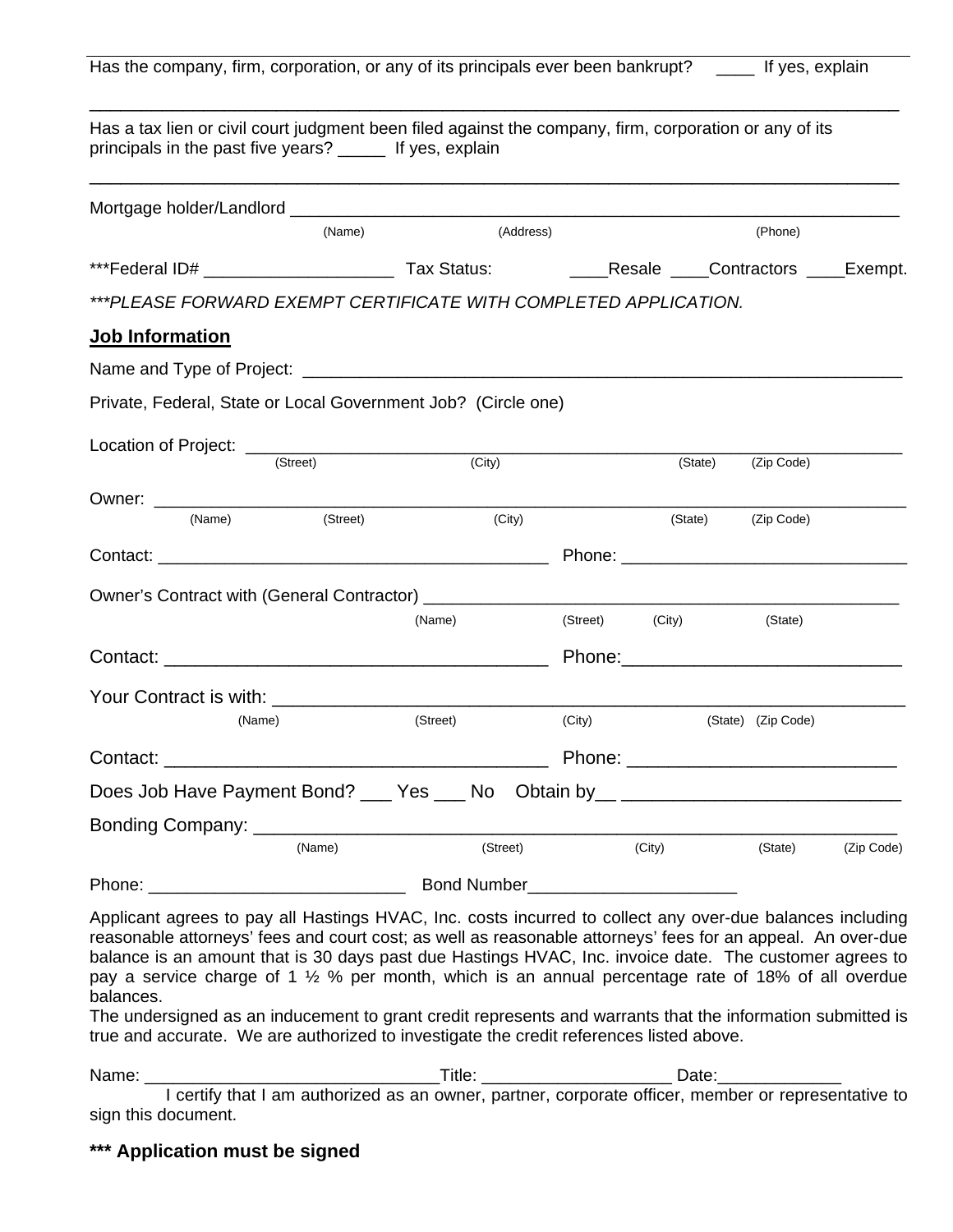Has the company, firm, corporation, or any of its principals ever been bankrupt? ____ If yes, explain

_______________________________________________________________________________

Has a tax lien or civil court judgment been filed against the company, firm, corporation or any of its principals in the past five years? _____ If yes, explain

_______________________________________________________________________________

Mortgage holder/Landlord ______________________________________________________________
(Name) (Address) (Phone)

***Federal ID# ___________________ Tax Status: ____Resale ____Contractors ____Exempt.

****PLEASE FORWARD EXEMPT CERTIFICATE WITH COMPLETED APPLICATION.*

**Job Information**

Name and Type of Project: _______________________________________________________

Private, Federal, State or Local Government Job? (Circle one)

Location of Project: ____________________________________________________________
(Street) (City) (State) (Zip Code)

Owner: _____________________________________________________________________
(Name) (Street) (City) (State) (Zip Code)

Contact: ________________________________________ Phone: ___________________________

Owner's Contract with (General Contractor) _________________________________________
(Name) (Street) (City) (State)

Contact: ______________________________________ Phone:___________________________

Your Contract is with: ____________________________________________________________
(Name) (Street) (City) (State) (Zip Code)

Contact: ______________________________________ Phone: __________________________

Does Job Have Payment Bond? ___ Yes ___ No Obtain by__ __________________________

Bonding Company: _____________________________________________________________
(Name) (Street) (City) (State) (Zip Code)

Phone: __________________________ Bond Number_____________________

Applicant agrees to pay all Hastings HVAC, Inc. costs incurred to collect any over-due balances including reasonable attorneys' fees and court cost; as well as reasonable attorneys' fees for an appeal. An over-due balance is an amount that is 30 days past due Hastings HVAC, Inc. invoice date. The customer agrees to pay a service charge of 1 ½ % per month, which is an annual percentage rate of 18% of all overdue balances.
The undersigned as an inducement to grant credit represents and warrants that the information submitted is true and accurate. We are authorized to investigate the credit references listed above.

Name: ______________________________Title: ___________________ Date:_____________

I certify that I am authorized as an owner, partner, corporate officer, member or representative to sign this document.

**\*\*\* Application must be signed**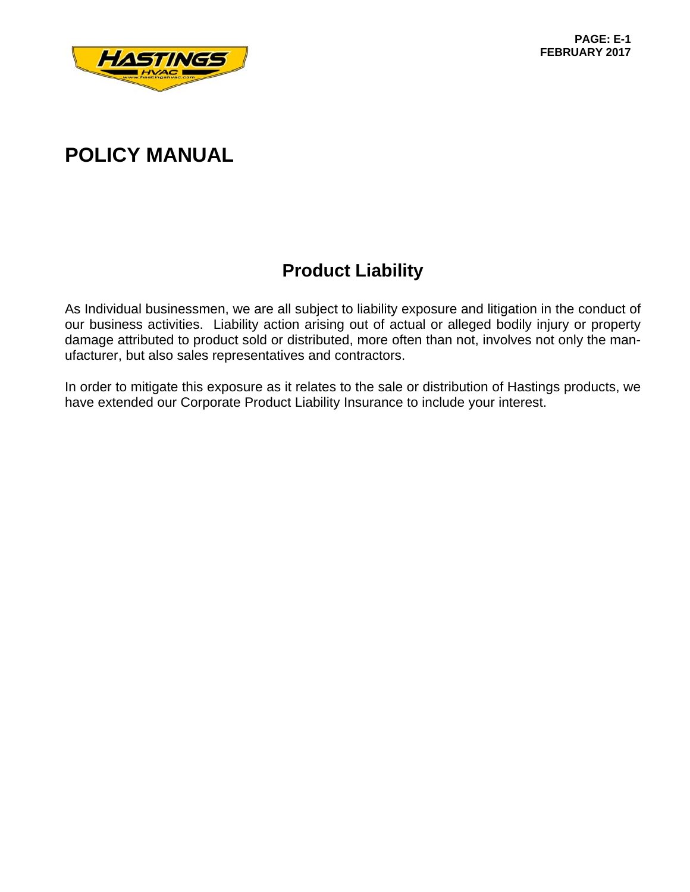# POLICY MANUAL

## Product Liability

As Individual businessmen, we are all subject to liability exposure and litigation in the conduct of our business activities. Liability action arising out of actual or alleged bodily injury or property damage attributed to product sold or distributed, more often than not, involves not only the manufacturer, but also sales representatives and contractors.

In order to mitigate this exposure as it relates to the sale or distribution of Hastings products, we have extended our Corporate Product Liability Insurance to include your interest.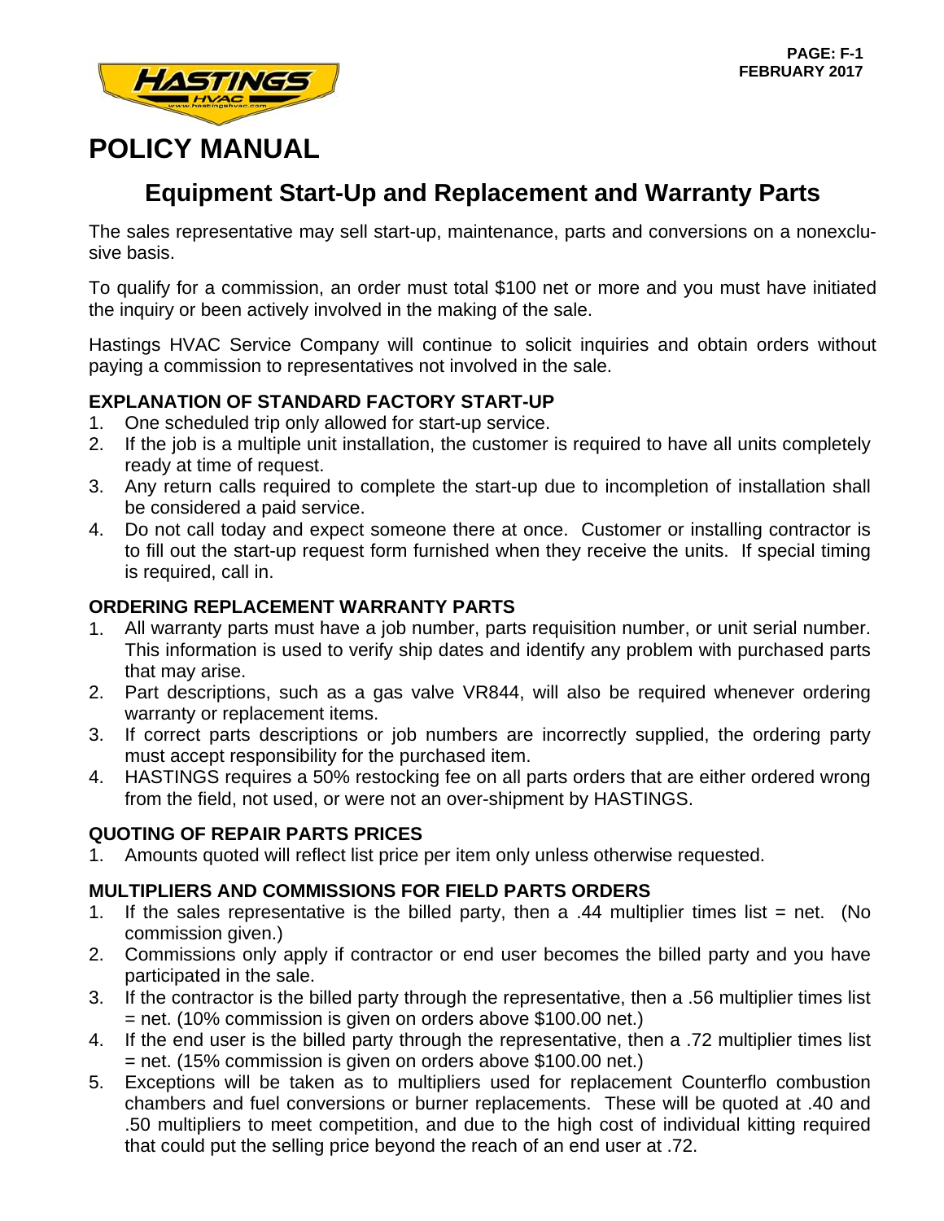# POLICY MANUAL

## Equipment Start-Up and Replacement and Warranty Parts

The sales representative may sell start-up, maintenance, parts and conversions on a nonexclusive basis.

To qualify for a commission, an order must total $100 net or more and you must have initiated the inquiry or been actively involved in the making of the sale.

Hastings HVAC Service Company will continue to solicit inquiries and obtain orders without paying a commission to representatives not involved in the sale.

### EXPLANATION OF STANDARD FACTORY START-UP

1. One scheduled trip only allowed for start-up service.
2. If the job is a multiple unit installation, the customer is required to have all units completely ready at time of request.
3. Any return calls required to complete the start-up due to incompletion of installation shall be considered a paid service.
4. Do not call today and expect someone there at once. Customer or installing contractor is to fill out the start-up request form furnished when they receive the units. If special timing is required, call in.

### ORDERING REPLACEMENT WARRANTY PARTS

1. All warranty parts must have a job number, parts requisition number, or unit serial number. This information is used to verify ship dates and identify any problem with purchased parts that may arise.
2. Part descriptions, such as a gas valve VR844, will also be required whenever ordering warranty or replacement items.
3. If correct parts descriptions or job numbers are incorrectly supplied, the ordering party must accept responsibility for the purchased item.
4. HASTINGS requires a 50% restocking fee on all parts orders that are either ordered wrong from the field, not used, or were not an over-shipment by HASTINGS.

### QUOTING OF REPAIR PARTS PRICES

1. Amounts quoted will reflect list price per item only unless otherwise requested.

### MULTIPLIERS AND COMMISSIONS FOR FIELD PARTS ORDERS

1. If the sales representative is the billed party, then a .44 multiplier times list = net. (No commission given.)
2. Commissions only apply if contractor or end user becomes the billed party and you have participated in the sale.
3. If the contractor is the billed party through the representative, then a .56 multiplier times list = net. (10% commission is given on orders above $100.00 net.)
4. If the end user is the billed party through the representative, then a .72 multiplier times list = net. (15% commission is given on orders above $100.00 net.)
5. Exceptions will be taken as to multipliers used for replacement Counterflo combustion chambers and fuel conversions or burner replacements. These will be quoted at .40 and .50 multipliers to meet competition, and due to the high cost of individual kitting required that could put the selling price beyond the reach of an end user at .72.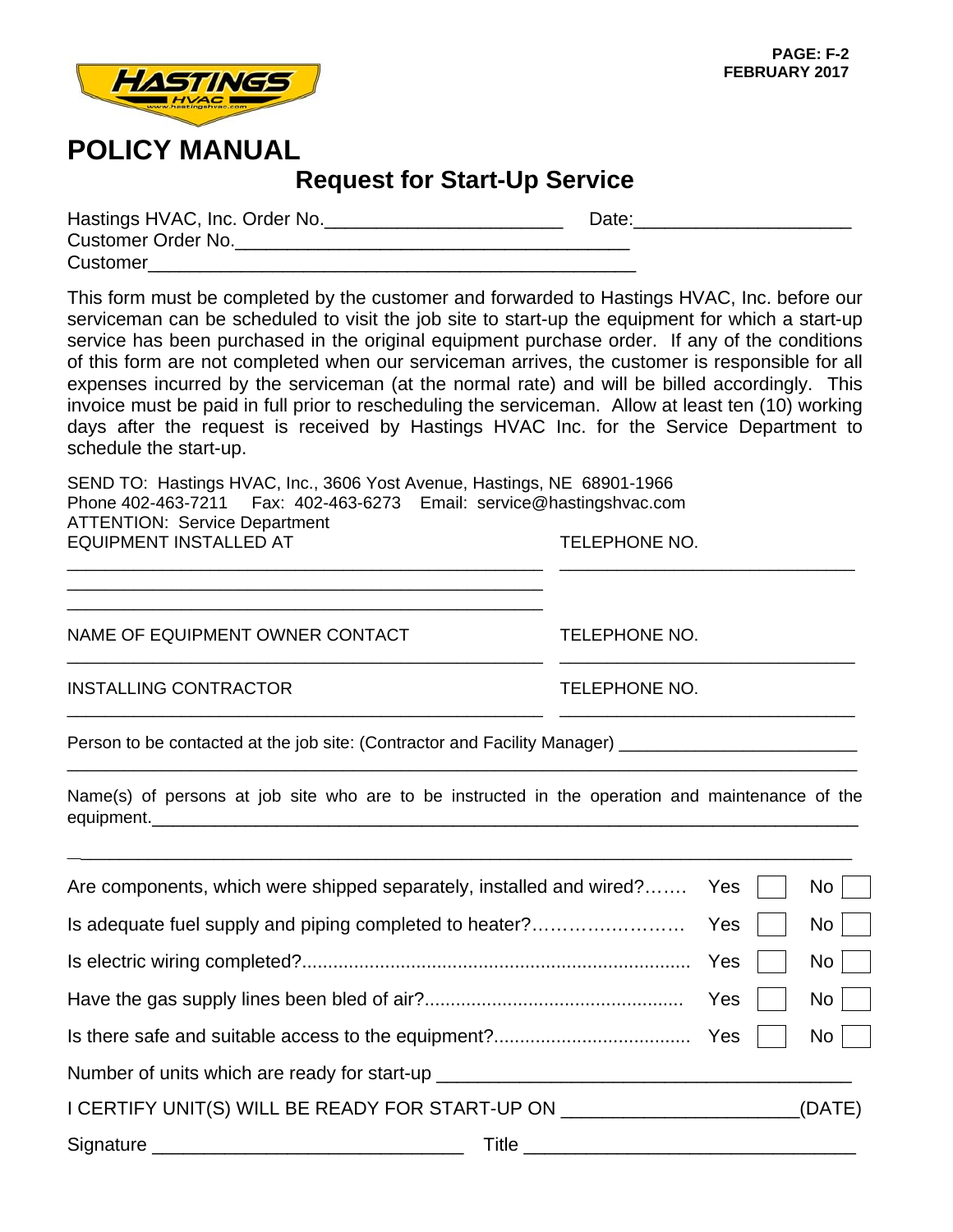# POLICY MANUAL

## Request for Start-Up Service

Hastings HVAC, Inc. Order No.______________________ Date:____________________
Customer Order No.____________________________________
Customer______________________________________________

This form must be completed by the customer and forwarded to Hastings HVAC, Inc. before our serviceman can be scheduled to visit the job site to start-up the equipment for which a start-up service has been purchased in the original equipment purchase order. If any of the conditions of this form are not completed when our serviceman arrives, the customer is responsible for all expenses incurred by the serviceman (at the normal rate) and will be billed accordingly. This invoice must be paid in full prior to rescheduling the serviceman. Allow at least ten (10) working days after the request is received by Hastings HVAC Inc. for the Service Department to schedule the start-up.

SEND TO: Hastings HVAC, Inc., 3606 Yost Avenue, Hastings, NE 68901-1966
Phone 402-463-7211 Fax: 402-463-6273 Email: service@hastingshvac.com
ATTENTION: Service Department

| EQUIPMENT INSTALLED AT | TELEPHONE NO. |
|---|---|
| ______________________________ | ______________________________ |
| ______________________________ | |
| ______________________________ | |

| NAME OF EQUIPMENT OWNER CONTACT | TELEPHONE NO. |
|---|---|
| ______________________________ | ______________________________ |

| INSTALLING CONTRACTOR | TELEPHONE NO. |
|---|---|
| ______________________________ | ______________________________ |

Person to be contacted at the job site: (Contractor and Facility Manager) ________________________
________________________________________________________________

Name(s) of persons at job site who are to be instructed in the operation and maintenance of the equipment.____________________________________________________________
________________________________________________________________

| | Yes | No |
|---|---|---|
| Are components, which were shipped separately, installed and wired?……. | ☐ | ☐ |
| Is adequate fuel supply and piping completed to heater?…………………… | ☐ | ☐ |
| Is electric wiring completed?.......................................................................... | ☐ | ☐ |
| Have the gas supply lines been bled of air?................................................. | ☐ | ☐ |
| Is there safe and suitable access to the equipment?..................................... | ☐ | ☐ |

Number of units which are ready for start-up ________________________________________

I CERTIFY UNIT(S) WILL BE READY FOR START-UP ON ______________________(DATE)

Signature ______________________________ Title ________________________________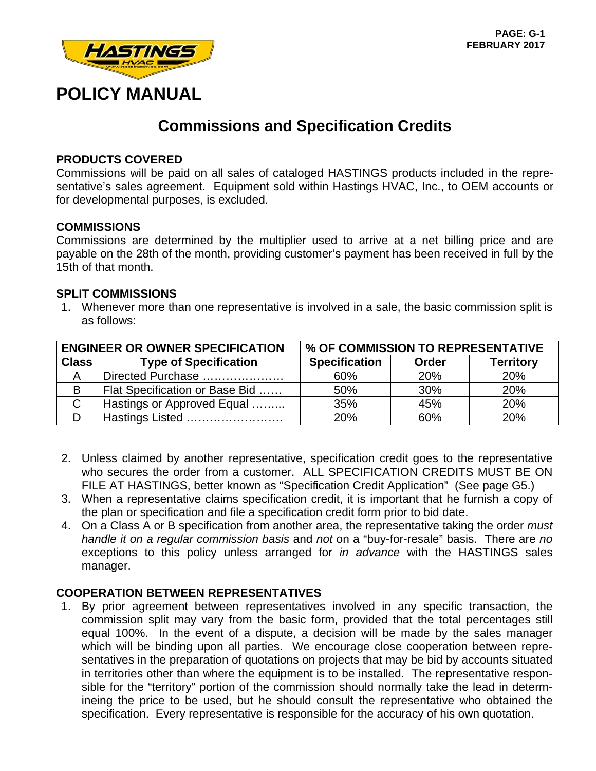# POLICY MANUAL

## Commissions and Specification Credits

### PRODUCTS COVERED

Commissions will be paid on all sales of cataloged HASTINGS products included in the representative's sales agreement. Equipment sold within Hastings HVAC, Inc., to OEM accounts or for developmental purposes, is excluded.

### COMMISSIONS

Commissions are determined by the multiplier used to arrive at a net billing price and are payable on the 28th of the month, providing customer's payment has been received in full by the 15th of that month.

### SPLIT COMMISSIONS

1. Whenever more than one representative is involved in a sale, the basic commission split is as follows:

| ENGINEER OR OWNER SPECIFICATION | | % OF COMMISSION TO REPRESENTATIVE | | |
|---|---|---|---|---|
| **Class** | **Type of Specification** | **Specification** | **Order** | **Territory** |
| A | Directed Purchase ………………… | 60% | 20% | 20% |
| B | Flat Specification or Base Bid …… | 50% | 30% | 20% |
| C | Hastings or Approved Equal …….. | 35% | 45% | 20% |
| D | Hastings Listed ……………………. | 20% | 60% | 20% |

2. Unless claimed by another representative, specification credit goes to the representative who secures the order from a customer. ALL SPECIFICATION CREDITS MUST BE ON FILE AT HASTINGS, better known as "Specification Credit Application" (See page G5.)
3. When a representative claims specification credit, it is important that he furnish a copy of the plan or specification and file a specification credit form prior to bid date.
4. On a Class A or B specification from another area, the representative taking the order *must handle it on a regular commission basis* and *not* on a "buy-for-resale" basis. There are *no* exceptions to this policy unless arranged for *in advance* with the HASTINGS sales manager.

### COOPERATION BETWEEN REPRESENTATIVES

1. By prior agreement between representatives involved in any specific transaction, the commission split may vary from the basic form, provided that the total percentages still equal 100%. In the event of a dispute, a decision will be made by the sales manager which will be binding upon all parties. We encourage close cooperation between representatives in the preparation of quotations on projects that may be bid by accounts situated in territories other than where the equipment is to be installed. The representative responsible for the "territory" portion of the commission should normally take the lead in determineing the price to be used, but he should consult the representative who obtained the specification. Every representative is responsible for the accuracy of his own quotation.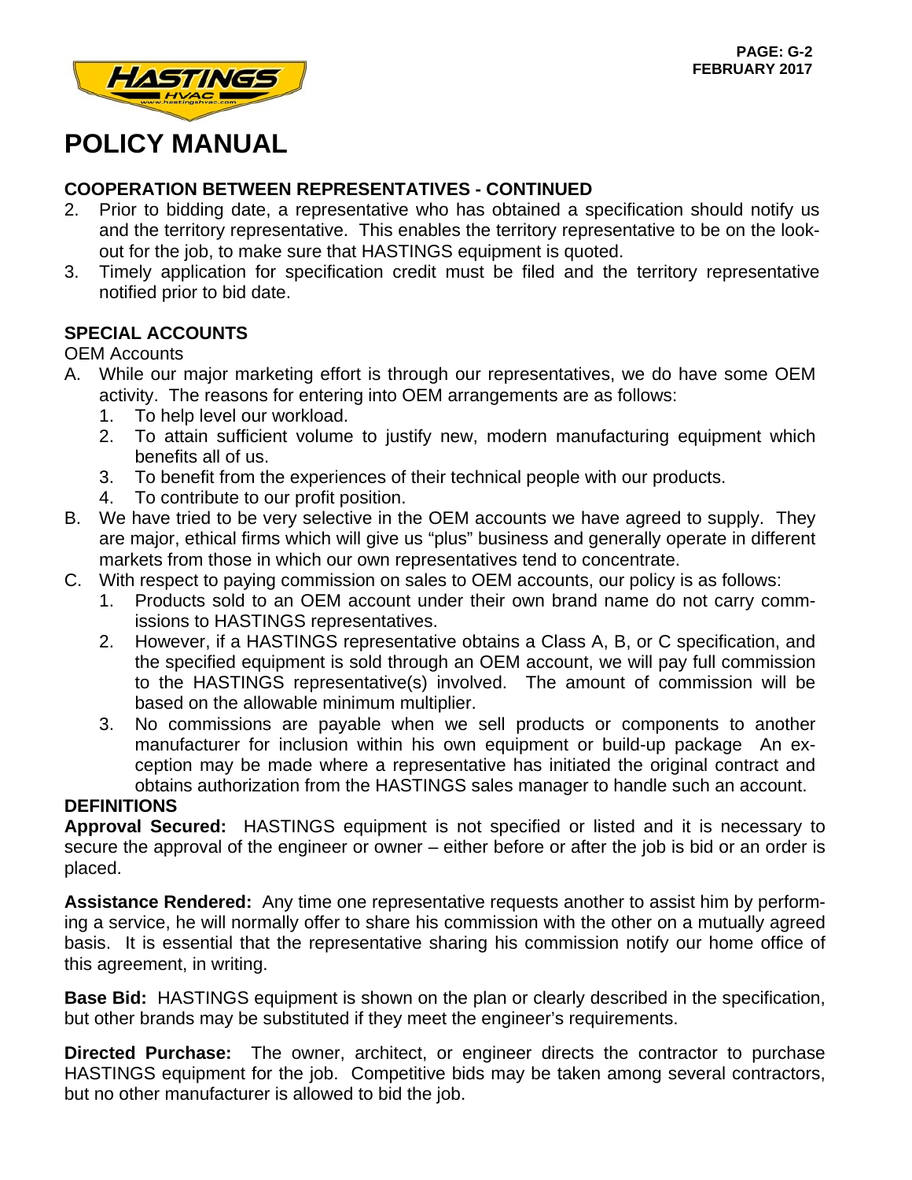# POLICY MANUAL

## COOPERATION BETWEEN REPRESENTATIVES - CONTINUED

2. Prior to bidding date, a representative who has obtained a specification should notify us and the territory representative. This enables the territory representative to be on the look-out for the job, to make sure that HASTINGS equipment is quoted.
3. Timely application for specification credit must be filed and the territory representative notified prior to bid date.

## SPECIAL ACCOUNTS

OEM Accounts

A. While our major marketing effort is through our representatives, we do have some OEM activity. The reasons for entering into OEM arrangements are as follows:
   1. To help level our workload.
   2. To attain sufficient volume to justify new, modern manufacturing equipment which benefits all of us.
   3. To benefit from the experiences of their technical people with our products.
   4. To contribute to our profit position.

B. We have tried to be very selective in the OEM accounts we have agreed to supply. They are major, ethical firms which will give us "plus" business and generally operate in different markets from those in which our own representatives tend to concentrate.

C. With respect to paying commission on sales to OEM accounts, our policy is as follows:
   1. Products sold to an OEM account under their own brand name do not carry commissions to HASTINGS representatives.
   2. However, if a HASTINGS representative obtains a Class A, B, or C specification, and the specified equipment is sold through an OEM account, we will pay full commission to the HASTINGS representative(s) involved. The amount of commission will be based on the allowable minimum multiplier.
   3. No commissions are payable when we sell products or components to another manufacturer for inclusion within his own equipment or build-up package An exception may be made where a representative has initiated the original contract and obtains authorization from the HASTINGS sales manager to handle such an account.

## DEFINITIONS

**Approval Secured:** HASTINGS equipment is not specified or listed and it is necessary to secure the approval of the engineer or owner – either before or after the job is bid or an order is placed.

**Assistance Rendered:** Any time one representative requests another to assist him by performing a service, he will normally offer to share his commission with the other on a mutually agreed basis. It is essential that the representative sharing his commission notify our home office of this agreement, in writing.

**Base Bid:** HASTINGS equipment is shown on the plan or clearly described in the specification, but other brands may be substituted if they meet the engineer's requirements.

**Directed Purchase:** The owner, architect, or engineer directs the contractor to purchase HASTINGS equipment for the job. Competitive bids may be taken among several contractors, but no other manufacturer is allowed to bid the job.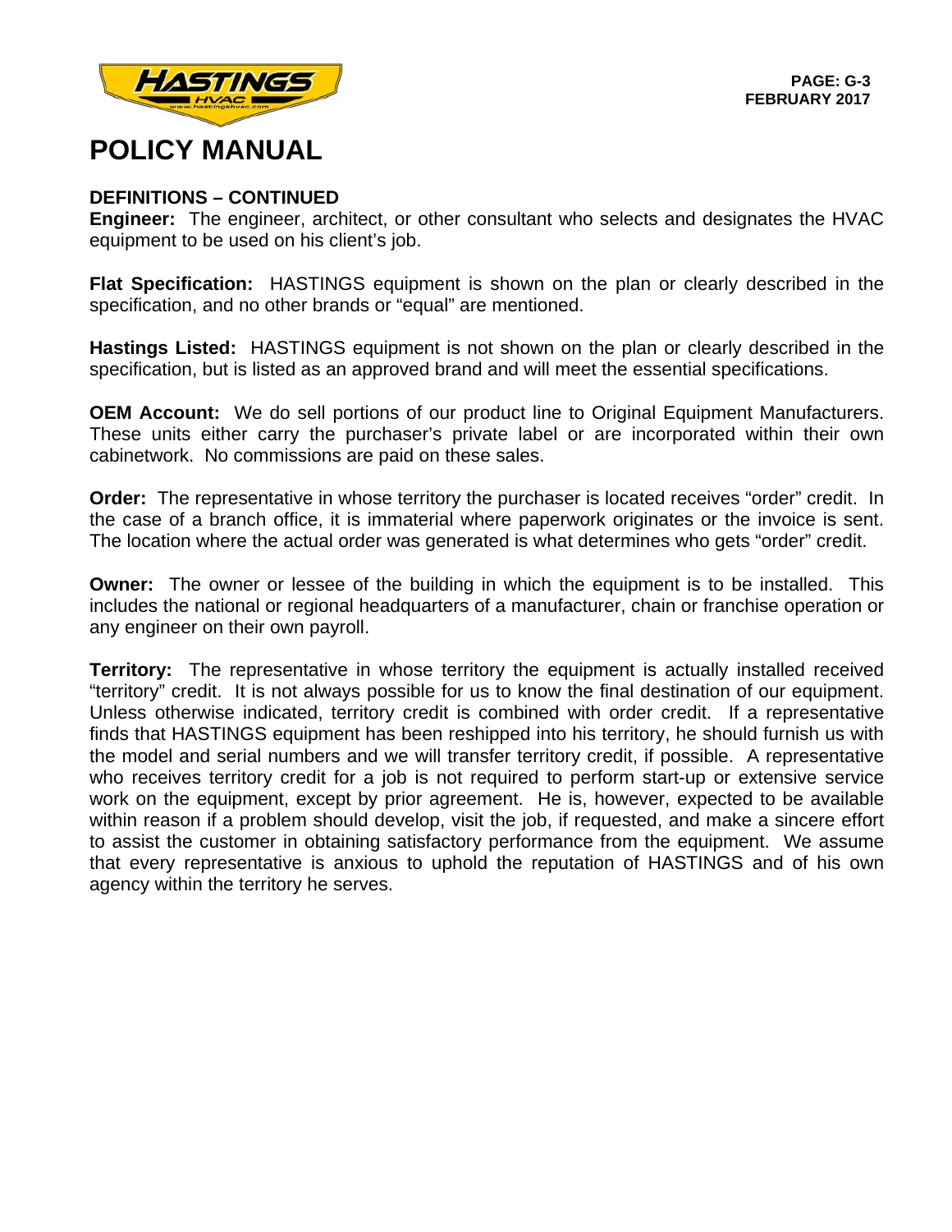# POLICY MANUAL

### DEFINITIONS – CONTINUED

**Engineer:** The engineer, architect, or other consultant who selects and designates the HVAC equipment to be used on his client's job.

**Flat Specification:** HASTINGS equipment is shown on the plan or clearly described in the specification, and no other brands or "equal" are mentioned.

**Hastings Listed:** HASTINGS equipment is not shown on the plan or clearly described in the specification, but is listed as an approved brand and will meet the essential specifications.

**OEM Account:** We do sell portions of our product line to Original Equipment Manufacturers. These units either carry the purchaser's private label or are incorporated within their own cabinetwork. No commissions are paid on these sales.

**Order:** The representative in whose territory the purchaser is located receives "order" credit. In the case of a branch office, it is immaterial where paperwork originates or the invoice is sent. The location where the actual order was generated is what determines who gets "order" credit.

**Owner:** The owner or lessee of the building in which the equipment is to be installed. This includes the national or regional headquarters of a manufacturer, chain or franchise operation or any engineer on their own payroll.

**Territory:** The representative in whose territory the equipment is actually installed received "territory" credit. It is not always possible for us to know the final destination of our equipment. Unless otherwise indicated, territory credit is combined with order credit. If a representative finds that HASTINGS equipment has been reshipped into his territory, he should furnish us with the model and serial numbers and we will transfer territory credit, if possible. A representative who receives territory credit for a job is not required to perform start-up or extensive service work on the equipment, except by prior agreement. He is, however, expected to be available within reason if a problem should develop, visit the job, if requested, and make a sincere effort to assist the customer in obtaining satisfactory performance from the equipment. We assume that every representative is anxious to uphold the reputation of HASTINGS and of his own agency within the territory he serves.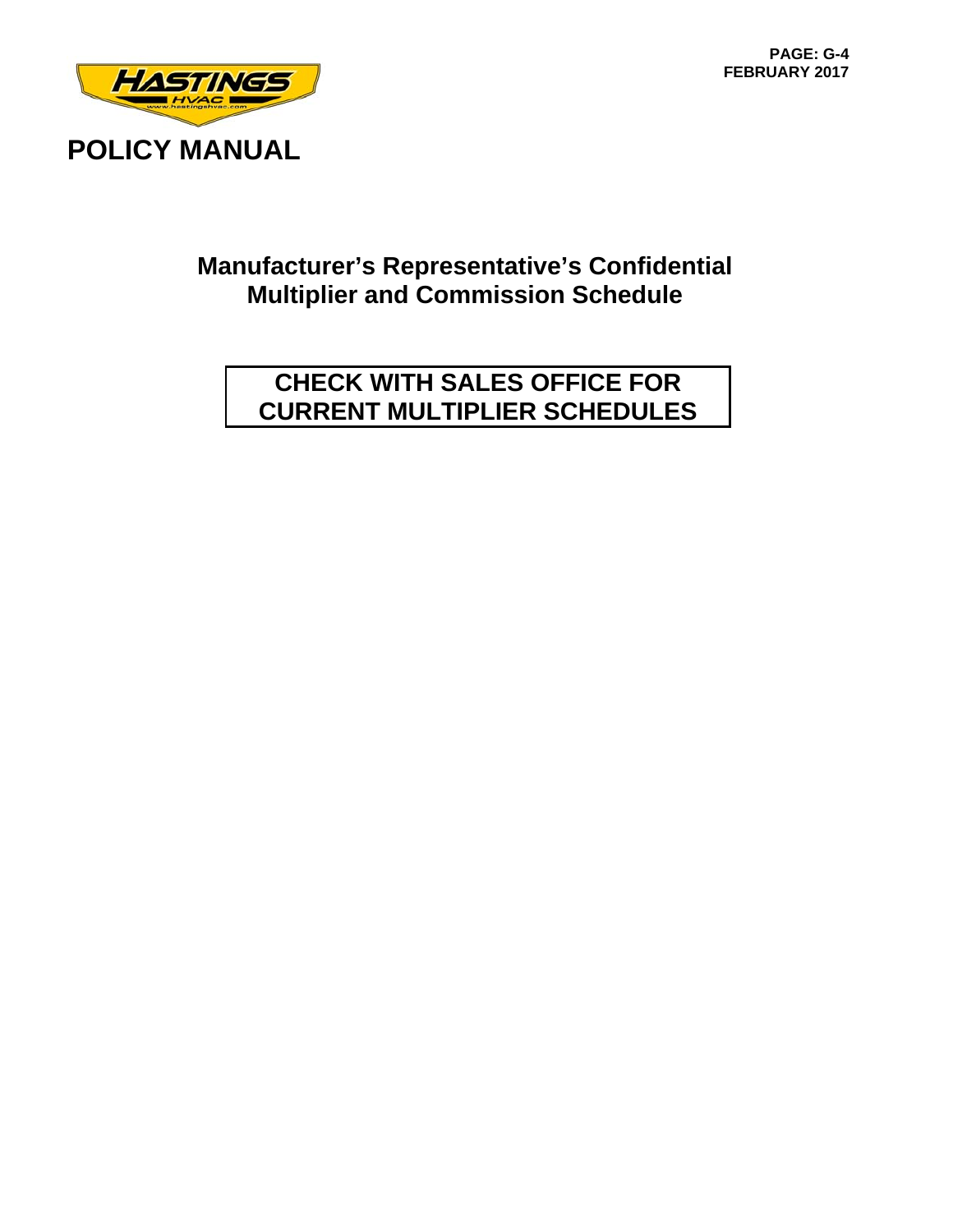# Manufacturer's Representative's Confidential Multiplier and Commission Schedule

**CHECK WITH SALES OFFICE FOR CURRENT MULTIPLIER SCHEDULES**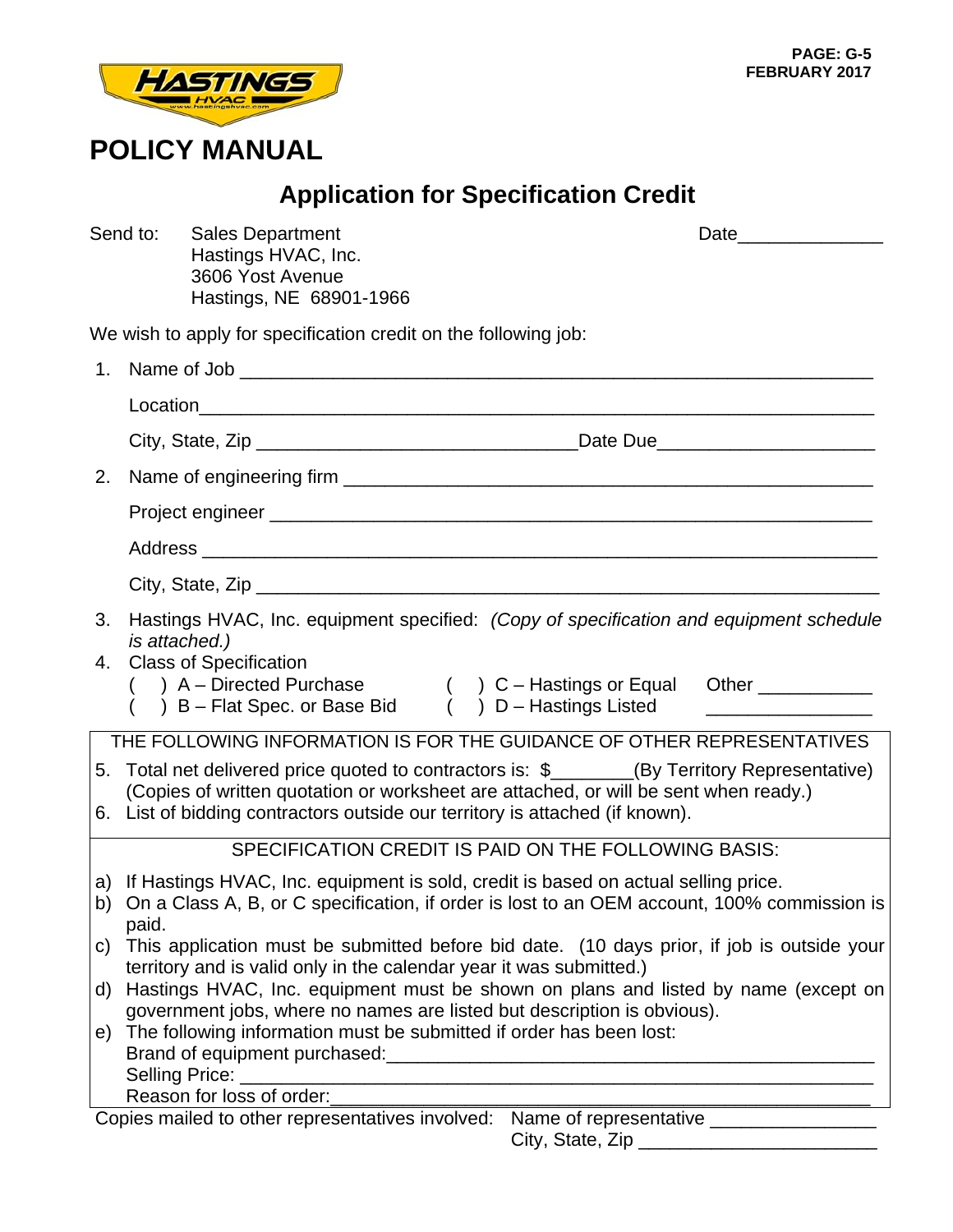# POLICY MANUAL

## Application for Specification Credit

Send to: Sales Department
Hastings HVAC, Inc.
3606 Yost Avenue
Hastings, NE 68901-1966

Date______________

We wish to apply for specification credit on the following job:

1. Name of Job ______________________________________________________________

   Location___________________________________________________________________

   City, State, Zip _______________________________Date Due_____________________

2. Name of engineering firm __________________________________________________

   Project engineer ___________________________________________________________

   Address __________________________________________________________________

   City, State, Zip ____________________________________________________________

3. Hastings HVAC, Inc. equipment specified: *(Copy of specification and equipment schedule is attached.)*
4. Class of Specification
   - ( ) A – Directed Purchase
   - ( ) B – Flat Spec. or Base Bid
   - ( ) C – Hastings or Equal
   - ( ) D – Hastings Listed
   - Other ___________ ________________

THE FOLLOWING INFORMATION IS FOR THE GUIDANCE OF OTHER REPRESENTATIVES

5. Total net delivered price quoted to contractors is: $________(By Territory Representative) (Copies of written quotation or worksheet are attached, or will be sent when ready.)
6. List of bidding contractors outside our territory is attached (if known).

SPECIFICATION CREDIT IS PAID ON THE FOLLOWING BASIS:

a) If Hastings HVAC, Inc. equipment is sold, credit is based on actual selling price.
b) On a Class A, B, or C specification, if order is lost to an OEM account, 100% commission is paid.
c) This application must be submitted before bid date. (10 days prior, if job is outside your territory and is valid only in the calendar year it was submitted.)
d) Hastings HVAC, Inc. equipment must be shown on plans and listed by name (except on government jobs, where no names are listed but description is obvious).
e) The following information must be submitted if order has been lost:
   Brand of equipment purchased:_________________________________________________
   Selling Price: ______________________________________________________________
   Reason for loss of order:_____________________________________________________

Copies mailed to other representatives involved: Name of representative ________________
City, State, Zip ______________________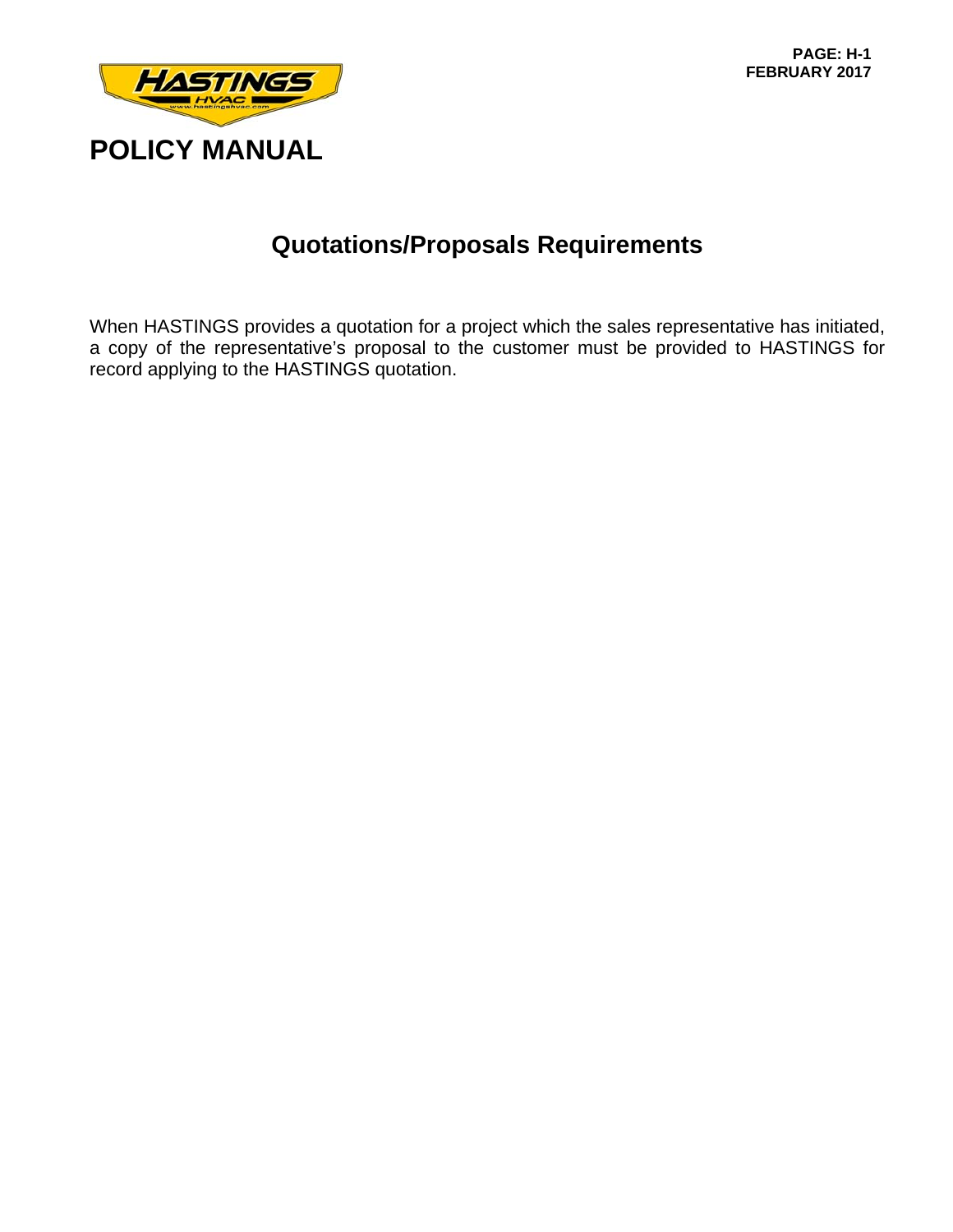# POLICY MANUAL

## Quotations/Proposals Requirements

When HASTINGS provides a quotation for a project which the sales representative has initiated, a copy of the representative's proposal to the customer must be provided to HASTINGS for record applying to the HASTINGS quotation.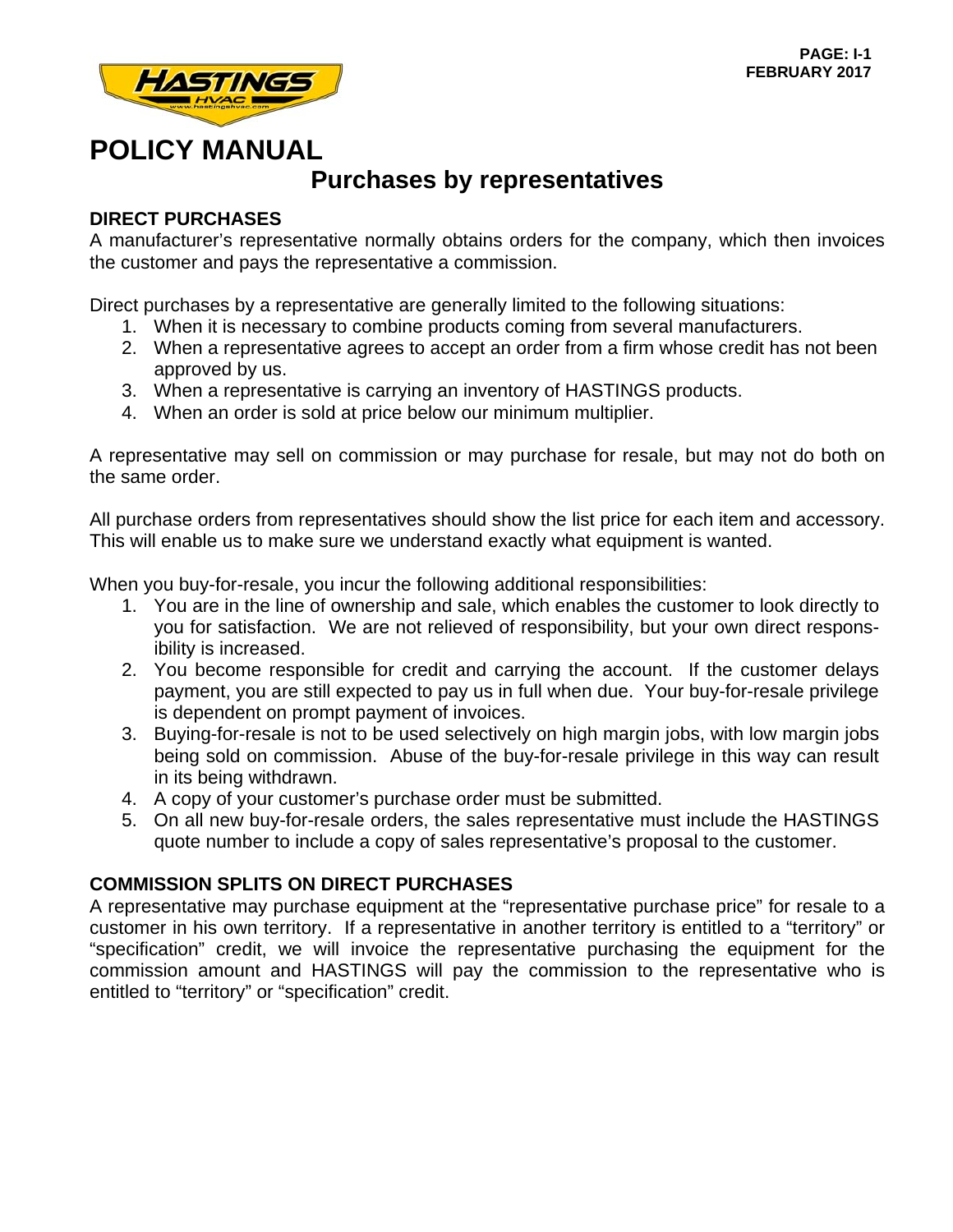# POLICY MANUAL

## Purchases by representatives

### DIRECT PURCHASES

A manufacturer's representative normally obtains orders for the company, which then invoices the customer and pays the representative a commission.

Direct purchases by a representative are generally limited to the following situations:

1. When it is necessary to combine products coming from several manufacturers.
2. When a representative agrees to accept an order from a firm whose credit has not been approved by us.
3. When a representative is carrying an inventory of HASTINGS products.
4. When an order is sold at price below our minimum multiplier.

A representative may sell on commission or may purchase for resale, but may not do both on the same order.

All purchase orders from representatives should show the list price for each item and accessory. This will enable us to make sure we understand exactly what equipment is wanted.

When you buy-for-resale, you incur the following additional responsibilities:

1. You are in the line of ownership and sale, which enables the customer to look directly to you for satisfaction. We are not relieved of responsibility, but your own direct responsibility is increased.
2. You become responsible for credit and carrying the account. If the customer delays payment, you are still expected to pay us in full when due. Your buy-for-resale privilege is dependent on prompt payment of invoices.
3. Buying-for-resale is not to be used selectively on high margin jobs, with low margin jobs being sold on commission. Abuse of the buy-for-resale privilege in this way can result in its being withdrawn.
4. A copy of your customer's purchase order must be submitted.
5. On all new buy-for-resale orders, the sales representative must include the HASTINGS quote number to include a copy of sales representative's proposal to the customer.

### COMMISSION SPLITS ON DIRECT PURCHASES

A representative may purchase equipment at the "representative purchase price" for resale to a customer in his own territory. If a representative in another territory is entitled to a "territory" or "specification" credit, we will invoice the representative purchasing the equipment for the commission amount and HASTINGS will pay the commission to the representative who is entitled to "territory" or "specification" credit.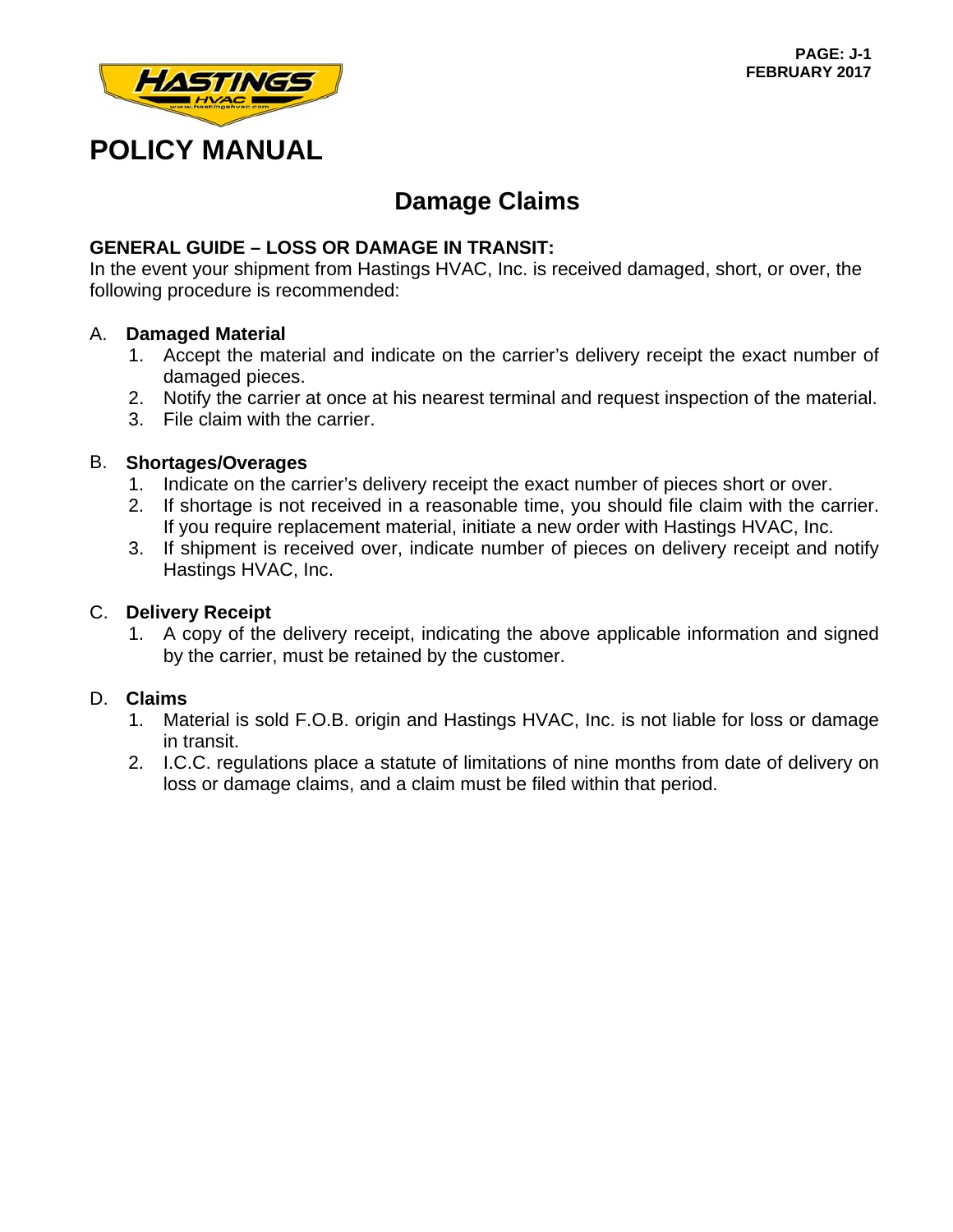# POLICY MANUAL

## Damage Claims

**GENERAL GUIDE – LOSS OR DAMAGE IN TRANSIT:**
In the event your shipment from Hastings HVAC, Inc. is received damaged, short, or over, the following procedure is recommended:

A. **Damaged Material**
   1. Accept the material and indicate on the carrier's delivery receipt the exact number of damaged pieces.
   2. Notify the carrier at once at his nearest terminal and request inspection of the material.
   3. File claim with the carrier.

B. **Shortages/Overages**
   1. Indicate on the carrier's delivery receipt the exact number of pieces short or over.
   2. If shortage is not received in a reasonable time, you should file claim with the carrier. If you require replacement material, initiate a new order with Hastings HVAC, Inc.
   3. If shipment is received over, indicate number of pieces on delivery receipt and notify Hastings HVAC, Inc.

C. **Delivery Receipt**
   1. A copy of the delivery receipt, indicating the above applicable information and signed by the carrier, must be retained by the customer.

D. **Claims**
   1. Material is sold F.O.B. origin and Hastings HVAC, Inc. is not liable for loss or damage in transit.
   2. I.C.C. regulations place a statute of limitations of nine months from date of delivery on loss or damage claims, and a claim must be filed within that period.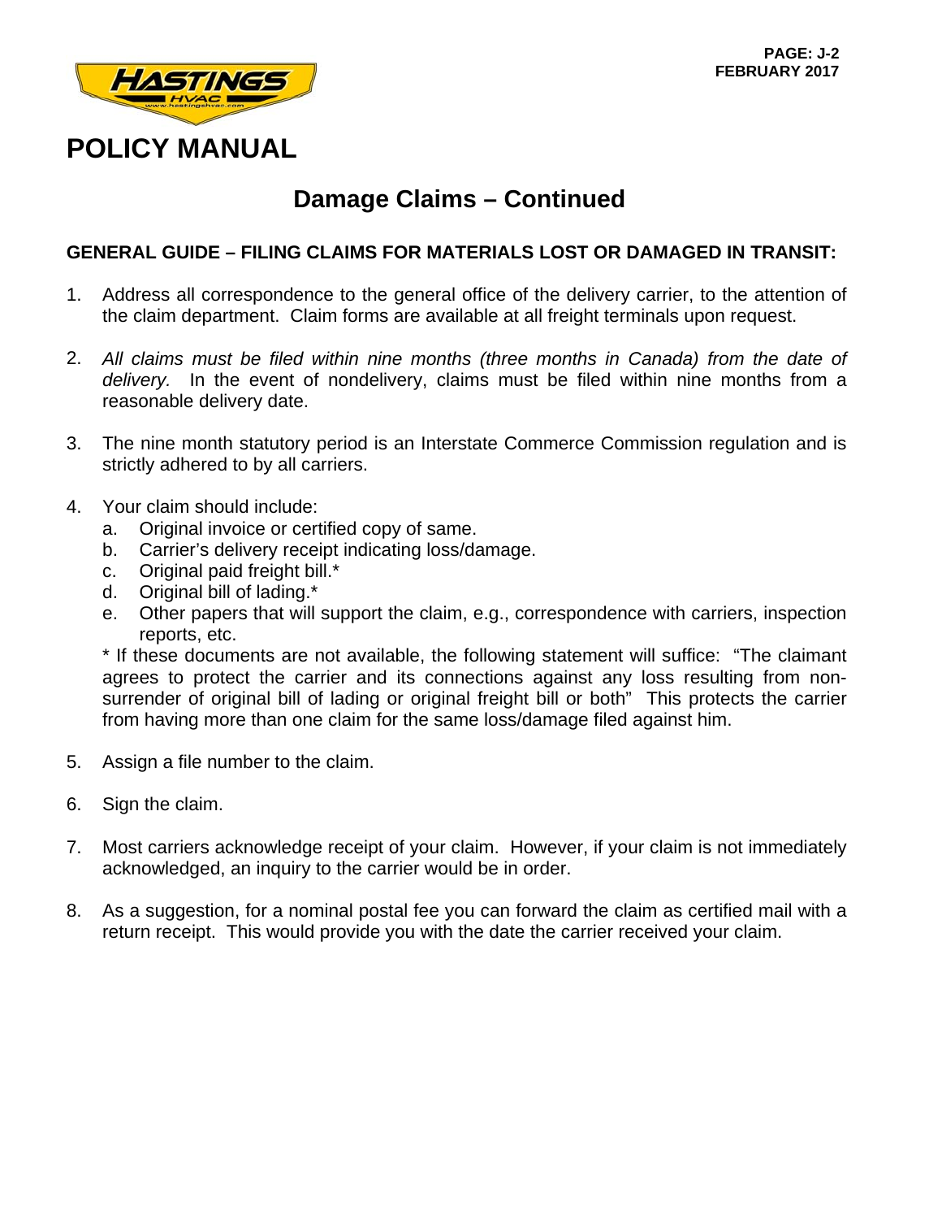# POLICY MANUAL

## Damage Claims – Continued

**GENERAL GUIDE – FILING CLAIMS FOR MATERIALS LOST OR DAMAGED IN TRANSIT:**

1. Address all correspondence to the general office of the delivery carrier, to the attention of the claim department. Claim forms are available at all freight terminals upon request.

2. *All claims must be filed within nine months (three months in Canada) from the date of delivery.* In the event of nondelivery, claims must be filed within nine months from a reasonable delivery date.

3. The nine month statutory period is an Interstate Commerce Commission regulation and is strictly adhered to by all carriers.

4. Your claim should include:
   a. Original invoice or certified copy of same.
   b. Carrier's delivery receipt indicating loss/damage.
   c. Original paid freight bill.*
   d. Original bill of lading.*
   e. Other papers that will support the claim, e.g., correspondence with carriers, inspection reports, etc.

   * If these documents are not available, the following statement will suffice: "The claimant agrees to protect the carrier and its connections against any loss resulting from non-surrender of original bill of lading or original freight bill or both" This protects the carrier from having more than one claim for the same loss/damage filed against him.

5. Assign a file number to the claim.

6. Sign the claim.

7. Most carriers acknowledge receipt of your claim. However, if your claim is not immediately acknowledged, an inquiry to the carrier would be in order.

8. As a suggestion, for a nominal postal fee you can forward the claim as certified mail with a return receipt. This would provide you with the date the carrier received your claim.